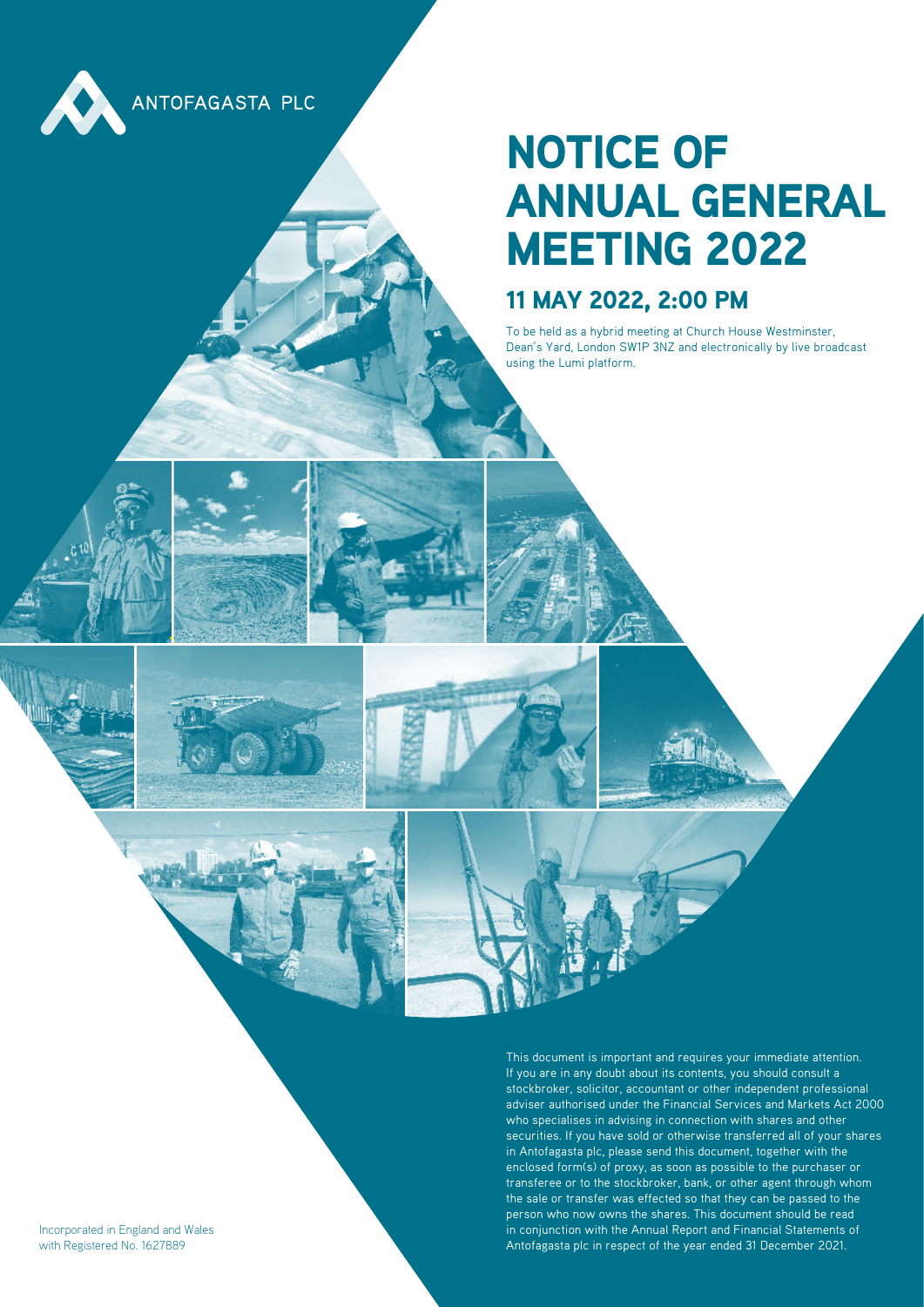ANTOFAGASTA PLC

# NOTICE OF ANNUAL GENERAL MEETING 2022

## 11 MAY 2022, 2:00 PM

To be held as a hybrid meeting at Church House Westminster, Dean's Yard, London SW1P 3NZ and electronically by live broadcast using the Lumi platform.

This document is important and requires your immediate attention. If you are in any doubt about its contents, you should consult a stockbroker, solicitor, accountant or other independent professional adviser authorised under the Financial Services and Markets Act 2000 who specialises in advising in connection with shares and other securities. If you have sold or otherwise transferred all of your shares in Antofagasta plc, please send this document, together with the enclosed form(s) of proxy, as soon as possible to the purchaser or transferee or to the stockbroker, bank, or other agent through whom the sale or transfer was effected so that they can be passed to the person who now owns the shares. This document should be read in conjunction with the Annual Report and Financial Statements of Antofagasta plc in respect of the year ended 31 December 2021.

Incorporated in England and Wales
with Registered No. 1627889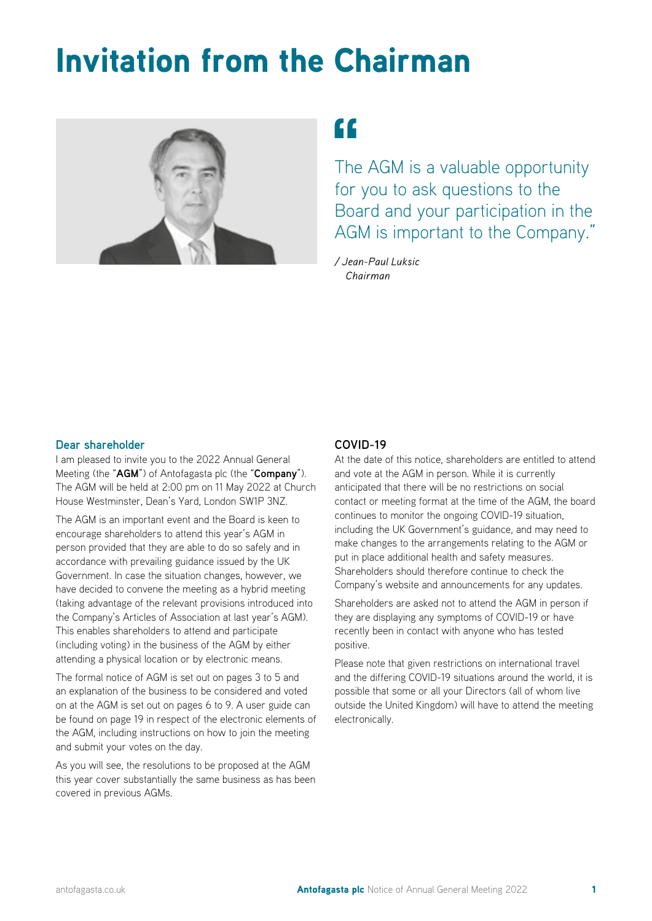# Invitation from the Chairman

> "The AGM is a valuable opportunity for you to ask questions to the Board and your participation in the AGM is important to the Company."
>
> */ Jean-Paul Luksic*
> *Chairman*

## Dear shareholder

I am pleased to invite you to the 2022 Annual General Meeting (the "**AGM**") of Antofagasta plc (the "**Company**"). The AGM will be held at 2:00 pm on 11 May 2022 at Church House Westminster, Dean's Yard, London SW1P 3NZ.

The AGM is an important event and the Board is keen to encourage shareholders to attend this year's AGM in person provided that they are able to do so safely and in accordance with prevailing guidance issued by the UK Government. In case the situation changes, however, we have decided to convene the meeting as a hybrid meeting (taking advantage of the relevant provisions introduced into the Company's Articles of Association at last year's AGM). This enables shareholders to attend and participate (including voting) in the business of the AGM by either attending a physical location or by electronic means.

The formal notice of AGM is set out on pages 3 to 5 and an explanation of the business to be considered and voted on at the AGM is set out on pages 6 to 9. A user guide can be found on page 19 in respect of the electronic elements of the AGM, including instructions on how to join the meeting and submit your votes on the day.

As you will see, the resolutions to be proposed at the AGM this year cover substantially the same business as has been covered in previous AGMs.

## COVID-19

At the date of this notice, shareholders are entitled to attend and vote at the AGM in person. While it is currently anticipated that there will be no restrictions on social contact or meeting format at the time of the AGM, the board continues to monitor the ongoing COVID-19 situation, including the UK Government's guidance, and may need to make changes to the arrangements relating to the AGM or put in place additional health and safety measures. Shareholders should therefore continue to check the Company's website and announcements for any updates.

Shareholders are asked not to attend the AGM in person if they are displaying any symptoms of COVID-19 or have recently been in contact with anyone who has tested positive.

Please note that given restrictions on international travel and the differing COVID-19 situations around the world, it is possible that some or all your Directors (all of whom live outside the United Kingdom) will have to attend the meeting electronically.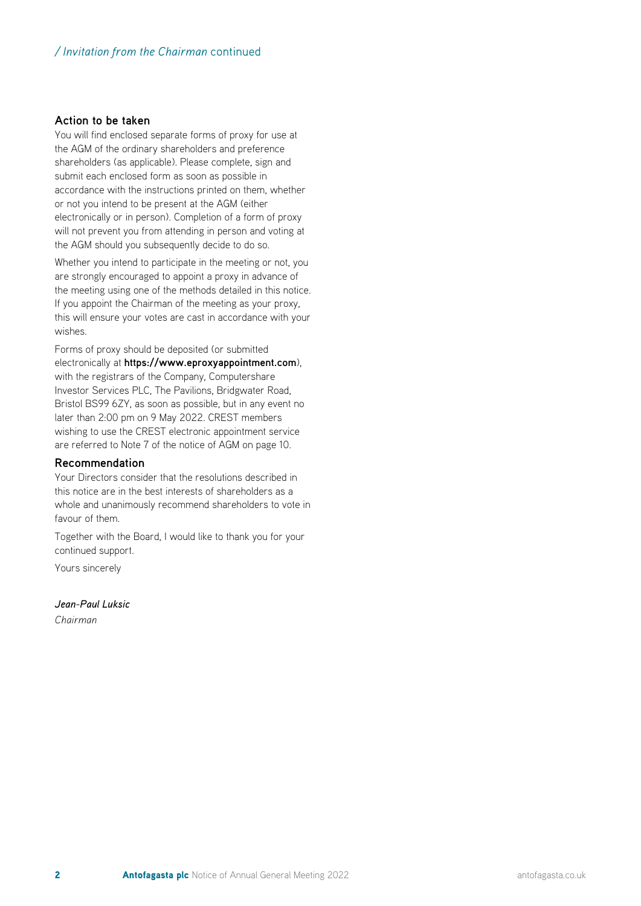### Action to be taken

You will find enclosed separate forms of proxy for use at the AGM of the ordinary shareholders and preference shareholders (as applicable). Please complete, sign and submit each enclosed form as soon as possible in accordance with the instructions printed on them, whether or not you intend to be present at the AGM (either electronically or in person). Completion of a form of proxy will not prevent you from attending in person and voting at the AGM should you subsequently decide to do so.

Whether you intend to participate in the meeting or not, you are strongly encouraged to appoint a proxy in advance of the meeting using one of the methods detailed in this notice. If you appoint the Chairman of the meeting as your proxy, this will ensure your votes are cast in accordance with your wishes.

Forms of proxy should be deposited (or submitted electronically at **https://www.eproxyappointment.com**), with the registrars of the Company, Computershare Investor Services PLC, The Pavilions, Bridgwater Road, Bristol BS99 6ZY, as soon as possible, but in any event no later than 2:00 pm on 9 May 2022. CREST members wishing to use the CREST electronic appointment service are referred to Note 7 of the notice of AGM on page 10.

### Recommendation

Your Directors consider that the resolutions described in this notice are in the best interests of shareholders as a whole and unanimously recommend shareholders to vote in favour of them.

Together with the Board, I would like to thank you for your continued support.

Yours sincerely

***Jean-Paul Luksic***

*Chairman*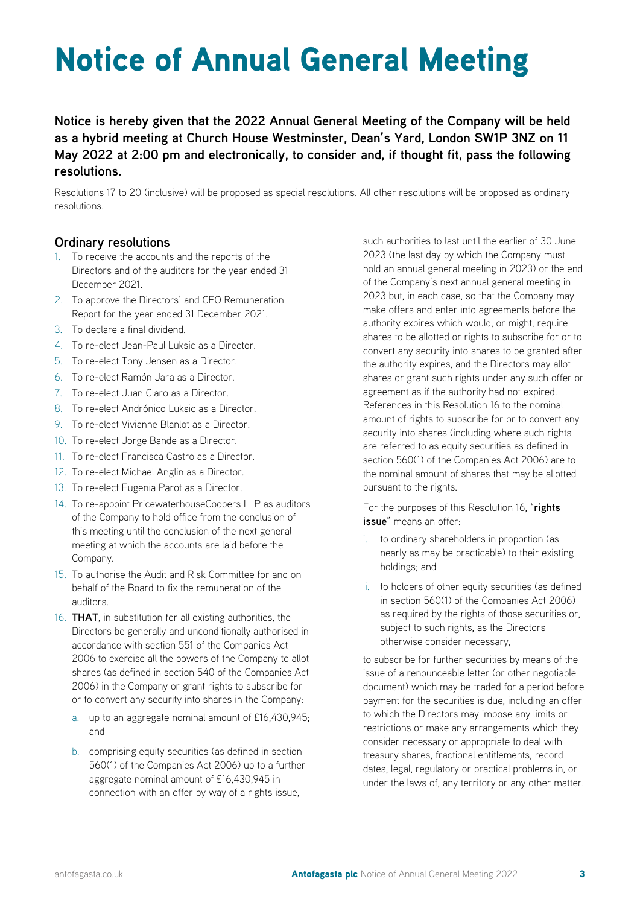# Notice of Annual General Meeting

**Notice is hereby given that the 2022 Annual General Meeting of the Company will be held as a hybrid meeting at Church House Westminster, Dean's Yard, London SW1P 3NZ on 11 May 2022 at 2:00 pm and electronically, to consider and, if thought fit, pass the following resolutions.**

Resolutions 17 to 20 (inclusive) will be proposed as special resolutions. All other resolutions will be proposed as ordinary resolutions.

## Ordinary resolutions

1. To receive the accounts and the reports of the Directors and of the auditors for the year ended 31 December 2021.
2. To approve the Directors' and CEO Remuneration Report for the year ended 31 December 2021.
3. To declare a final dividend.
4. To re-elect Jean-Paul Luksic as a Director.
5. To re-elect Tony Jensen as a Director.
6. To re-elect Ramón Jara as a Director.
7. To re-elect Juan Claro as a Director.
8. To re-elect Andrónico Luksic as a Director.
9. To re-elect Vivianne Blanlot as a Director.
10. To re-elect Jorge Bande as a Director.
11. To re-elect Francisca Castro as a Director.
12. To re-elect Michael Anglin as a Director.
13. To re-elect Eugenia Parot as a Director.
14. To re-appoint PricewaterhouseCoopers LLP as auditors of the Company to hold office from the conclusion of this meeting until the conclusion of the next general meeting at which the accounts are laid before the Company.
15. To authorise the Audit and Risk Committee for and on behalf of the Board to fix the remuneration of the auditors.
16. **THAT**, in substitution for all existing authorities, the Directors be generally and unconditionally authorised in accordance with section 551 of the Companies Act 2006 to exercise all the powers of the Company to allot shares (as defined in section 540 of the Companies Act 2006) in the Company or grant rights to subscribe for or to convert any security into shares in the Company:
    a. up to an aggregate nominal amount of £16,430,945; and
    b. comprising equity securities (as defined in section 560(1) of the Companies Act 2006) up to a further aggregate nominal amount of £16,430,945 in connection with an offer by way of a rights issue,

    such authorities to last until the earlier of 30 June 2023 (the last day by which the Company must hold an annual general meeting in 2023) or the end of the Company's next annual general meeting in 2023 but, in each case, so that the Company may make offers and enter into agreements before the authority expires which would, or might, require shares to be allotted or rights to subscribe for or to convert any security into shares to be granted after the authority expires, and the Directors may allot shares or grant such rights under any such offer or agreement as if the authority had not expired. References in this Resolution 16 to the nominal amount of rights to subscribe for or to convert any security into shares (including where such rights are referred to as equity securities as defined in section 560(1) of the Companies Act 2006) are to the nominal amount of shares that may be allotted pursuant to the rights.

    For the purposes of this Resolution 16, "**rights issue**" means an offer:

    i. to ordinary shareholders in proportion (as nearly as may be practicable) to their existing holdings; and
    ii. to holders of other equity securities (as defined in section 560(1) of the Companies Act 2006) as required by the rights of those securities or, subject to such rights, as the Directors otherwise consider necessary,

    to subscribe for further securities by means of the issue of a renounceable letter (or other negotiable document) which may be traded for a period before payment for the securities is due, including an offer to which the Directors may impose any limits or restrictions or make any arrangements which they consider necessary or appropriate to deal with treasury shares, fractional entitlements, record dates, legal, regulatory or practical problems in, or under the laws of, any territory or any other matter.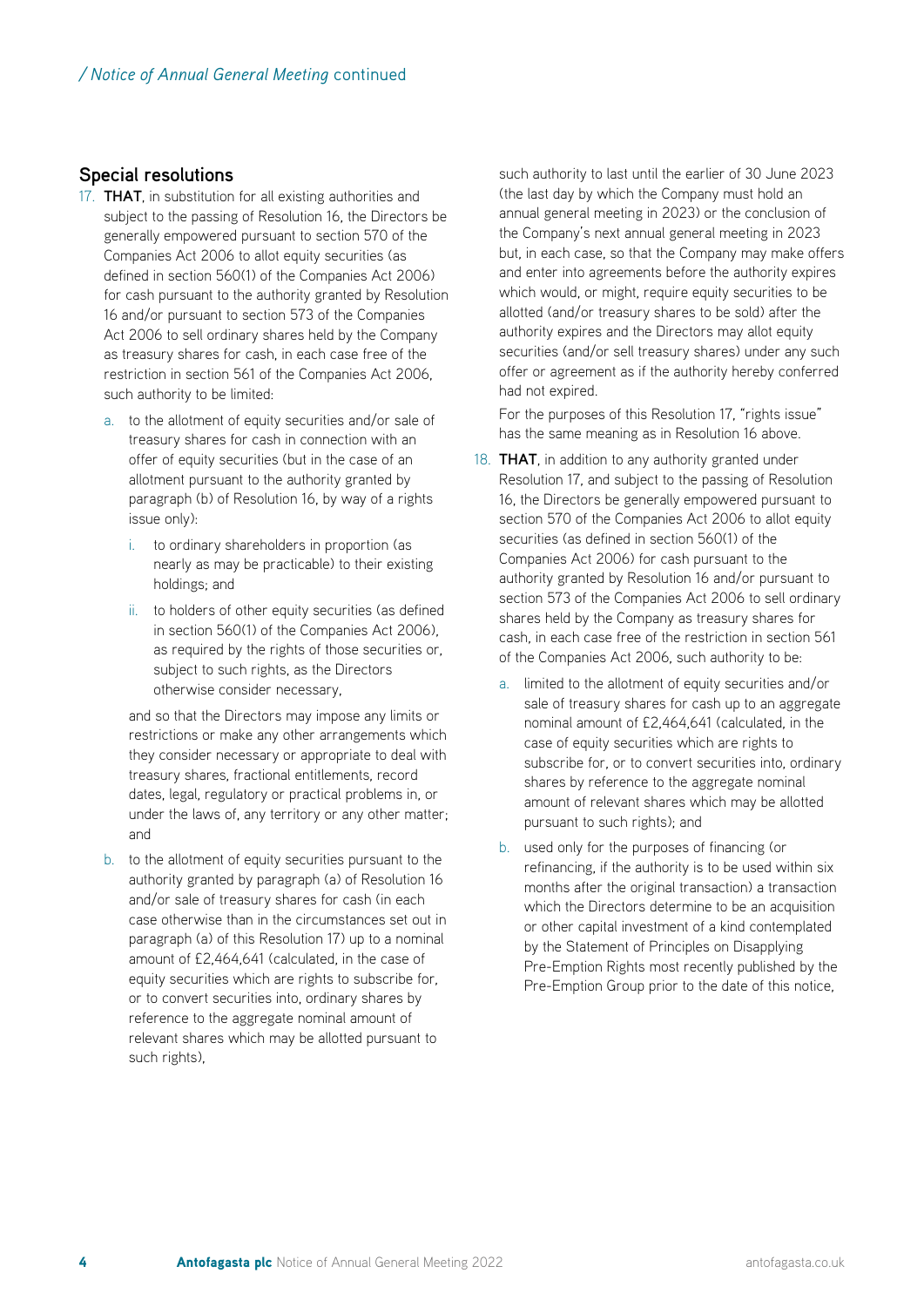## Special resolutions

17. **THAT**, in substitution for all existing authorities and subject to the passing of Resolution 16, the Directors be generally empowered pursuant to section 570 of the Companies Act 2006 to allot equity securities (as defined in section 560(1) of the Companies Act 2006) for cash pursuant to the authority granted by Resolution 16 and/or pursuant to section 573 of the Companies Act 2006 to sell ordinary shares held by the Company as treasury shares for cash, in each case free of the restriction in section 561 of the Companies Act 2006, such authority to be limited:

    a. to the allotment of equity securities and/or sale of treasury shares for cash in connection with an offer of equity securities (but in the case of an allotment pursuant to the authority granted by paragraph (b) of Resolution 16, by way of a rights issue only):

        i. to ordinary shareholders in proportion (as nearly as may be practicable) to their existing holdings; and

        ii. to holders of other equity securities (as defined in section 560(1) of the Companies Act 2006), as required by the rights of those securities or, subject to such rights, as the Directors otherwise consider necessary,

    and so that the Directors may impose any limits or restrictions or make any other arrangements which they consider necessary or appropriate to deal with treasury shares, fractional entitlements, record dates, legal, regulatory or practical problems in, or under the laws of, any territory or any other matter; and

    b. to the allotment of equity securities pursuant to the authority granted by paragraph (a) of Resolution 16 and/or sale of treasury shares for cash (in each case otherwise than in the circumstances set out in paragraph (a) of this Resolution 17) up to a nominal amount of £2,464,641 (calculated, in the case of equity securities which are rights to subscribe for, or to convert securities into, ordinary shares by reference to the aggregate nominal amount of relevant shares which may be allotted pursuant to such rights),

    such authority to last until the earlier of 30 June 2023 (the last day by which the Company must hold an annual general meeting in 2023) or the conclusion of the Company's next annual general meeting in 2023 but, in each case, so that the Company may make offers and enter into agreements before the authority expires which would, or might, require equity securities to be allotted (and/or treasury shares to be sold) after the authority expires and the Directors may allot equity securities (and/or sell treasury shares) under any such offer or agreement as if the authority hereby conferred had not expired.

    For the purposes of this Resolution 17, "rights issue" has the same meaning as in Resolution 16 above.

18. **THAT**, in addition to any authority granted under Resolution 17, and subject to the passing of Resolution 16, the Directors be generally empowered pursuant to section 570 of the Companies Act 2006 to allot equity securities (as defined in section 560(1) of the Companies Act 2006) for cash pursuant to the authority granted by Resolution 16 and/or pursuant to section 573 of the Companies Act 2006 to sell ordinary shares held by the Company as treasury shares for cash, in each case free of the restriction in section 561 of the Companies Act 2006, such authority to be:

    a. limited to the allotment of equity securities and/or sale of treasury shares for cash up to an aggregate nominal amount of £2,464,641 (calculated, in the case of equity securities which are rights to subscribe for, or to convert securities into, ordinary shares by reference to the aggregate nominal amount of relevant shares which may be allotted pursuant to such rights); and

    b. used only for the purposes of financing (or refinancing, if the authority is to be used within six months after the original transaction) a transaction which the Directors determine to be an acquisition or other capital investment of a kind contemplated by the Statement of Principles on Disapplying Pre-Emption Rights most recently published by the Pre-Emption Group prior to the date of this notice,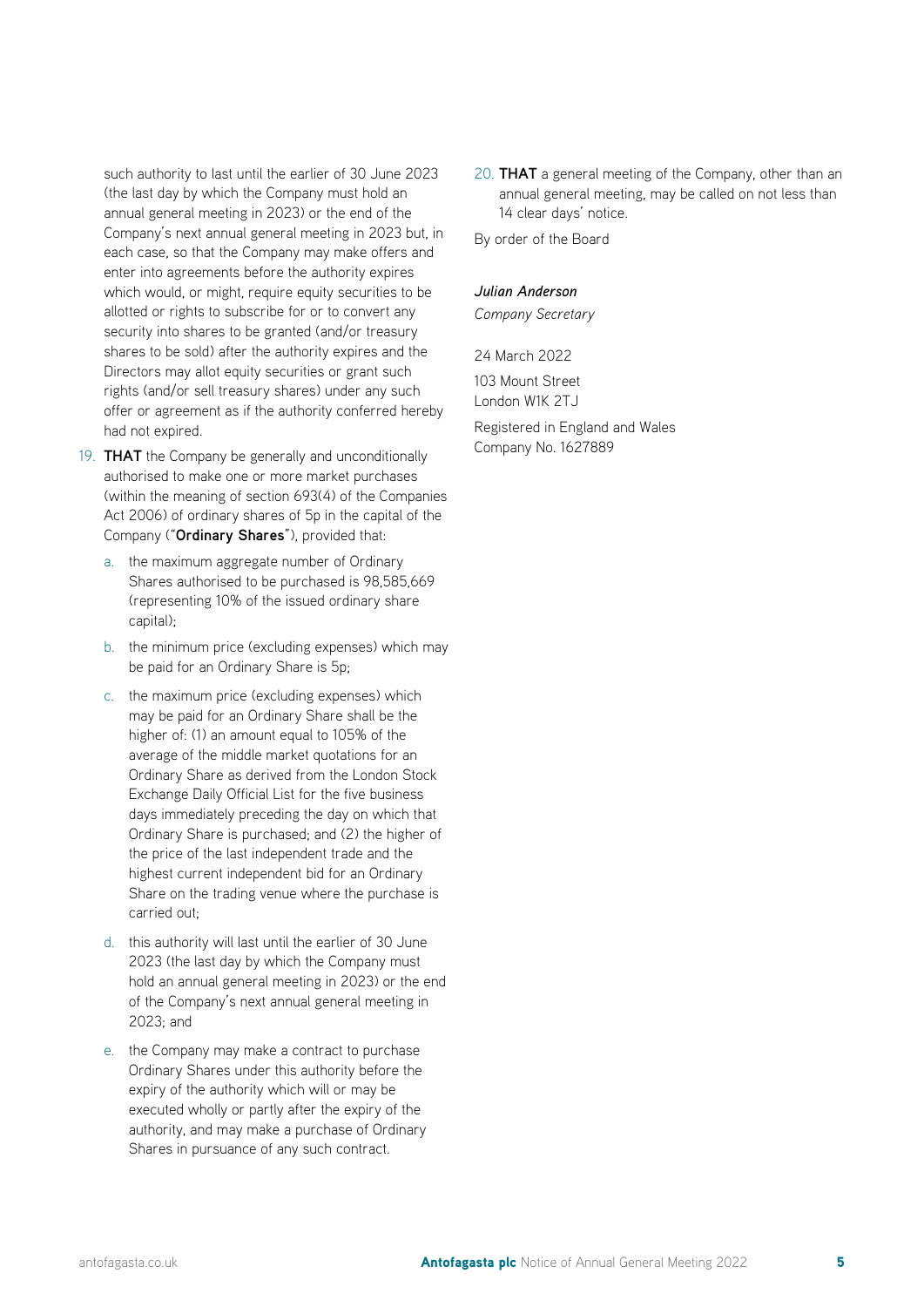such authority to last until the earlier of 30 June 2023 (the last day by which the Company must hold an annual general meeting in 2023) or the end of the Company's next annual general meeting in 2023 but, in each case, so that the Company may make offers and enter into agreements before the authority expires which would, or might, require equity securities to be allotted or rights to subscribe for or to convert any security into shares to be granted (and/or treasury shares to be sold) after the authority expires and the Directors may allot equity securities or grant such rights (and/or sell treasury shares) under any such offer or agreement as if the authority conferred hereby had not expired.

19. **THAT** the Company be generally and unconditionally authorised to make one or more market purchases (within the meaning of section 693(4) of the Companies Act 2006) of ordinary shares of 5p in the capital of the Company ("**Ordinary Shares**"), provided that:

    a. the maximum aggregate number of Ordinary Shares authorised to be purchased is 98,585,669 (representing 10% of the issued ordinary share capital);

    b. the minimum price (excluding expenses) which may be paid for an Ordinary Share is 5p;

    c. the maximum price (excluding expenses) which may be paid for an Ordinary Share shall be the higher of: (1) an amount equal to 105% of the average of the middle market quotations for an Ordinary Share as derived from the London Stock Exchange Daily Official List for the five business days immediately preceding the day on which that Ordinary Share is purchased; and (2) the higher of the price of the last independent trade and the highest current independent bid for an Ordinary Share on the trading venue where the purchase is carried out;

    d. this authority will last until the earlier of 30 June 2023 (the last day by which the Company must hold an annual general meeting in 2023) or the end of the Company's next annual general meeting in 2023; and

    e. the Company may make a contract to purchase Ordinary Shares under this authority before the expiry of the authority which will or may be executed wholly or partly after the expiry of the authority, and may make a purchase of Ordinary Shares in pursuance of any such contract.

20. **THAT** a general meeting of the Company, other than an annual general meeting, may be called on not less than 14 clear days' notice.

By order of the Board

***Julian Anderson***
*Company Secretary*

24 March 2022

103 Mount Street
London W1K 2TJ

Registered in England and Wales
Company No. 1627889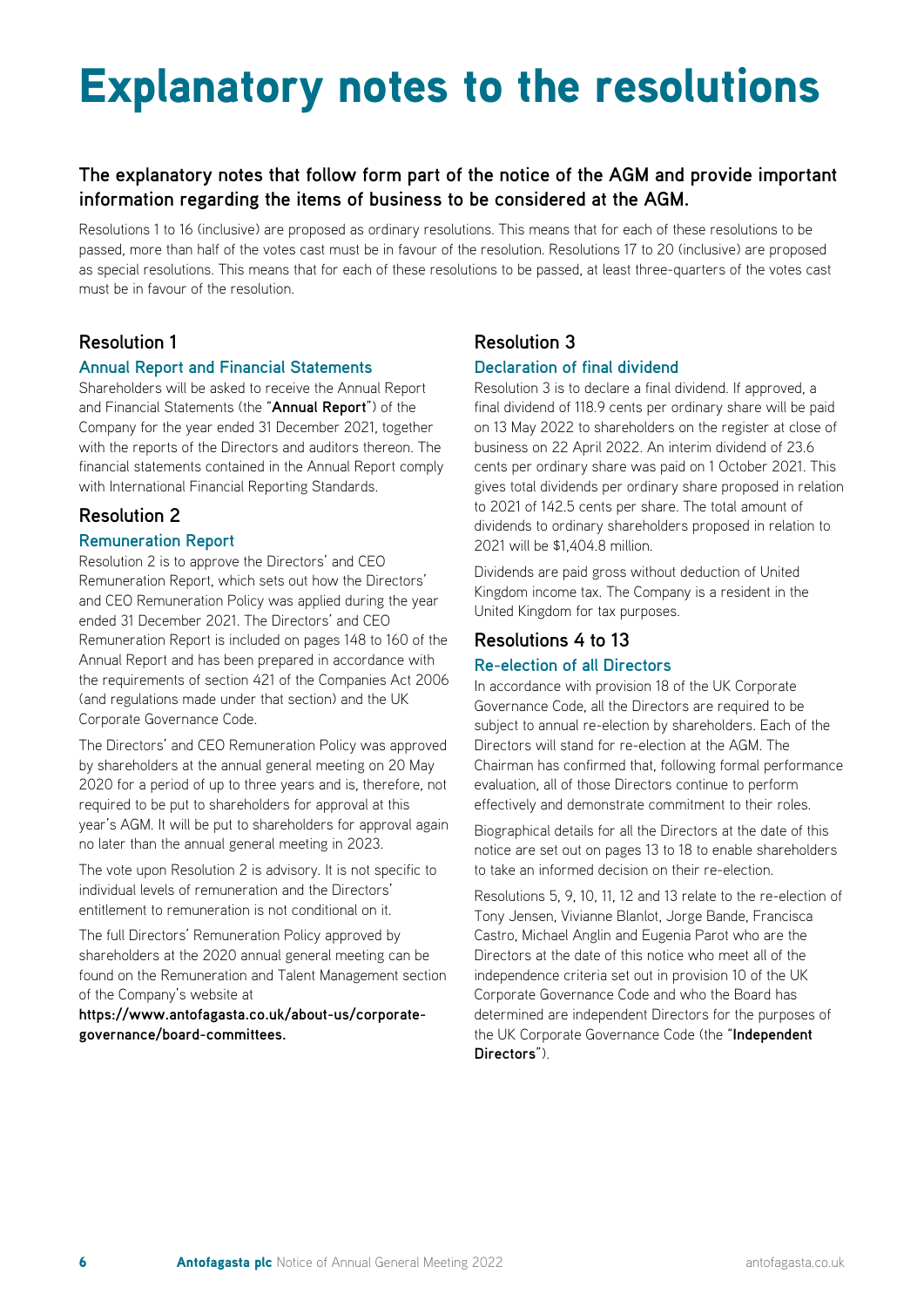# Explanatory notes to the resolutions

**The explanatory notes that follow form part of the notice of the AGM and provide important information regarding the items of business to be considered at the AGM.**

Resolutions 1 to 16 (inclusive) are proposed as ordinary resolutions. This means that for each of these resolutions to be passed, more than half of the votes cast must be in favour of the resolution. Resolutions 17 to 20 (inclusive) are proposed as special resolutions. This means that for each of these resolutions to be passed, at least three-quarters of the votes cast must be in favour of the resolution.

## Resolution 1

### Annual Report and Financial Statements

Shareholders will be asked to receive the Annual Report and Financial Statements (the "**Annual Report**") of the Company for the year ended 31 December 2021, together with the reports of the Directors and auditors thereon. The financial statements contained in the Annual Report comply with International Financial Reporting Standards.

## Resolution 2

### Remuneration Report

Resolution 2 is to approve the Directors' and CEO Remuneration Report, which sets out how the Directors' and CEO Remuneration Policy was applied during the year ended 31 December 2021. The Directors' and CEO Remuneration Report is included on pages 148 to 160 of the Annual Report and has been prepared in accordance with the requirements of section 421 of the Companies Act 2006 (and regulations made under that section) and the UK Corporate Governance Code.

The Directors' and CEO Remuneration Policy was approved by shareholders at the annual general meeting on 20 May 2020 for a period of up to three years and is, therefore, not required to be put to shareholders for approval at this year's AGM. It will be put to shareholders for approval again no later than the annual general meeting in 2023.

The vote upon Resolution 2 is advisory. It is not specific to individual levels of remuneration and the Directors' entitlement to remuneration is not conditional on it.

The full Directors' Remuneration Policy approved by shareholders at the 2020 annual general meeting can be found on the Remuneration and Talent Management section of the Company's website at **https://www.antofagasta.co.uk/about-us/corporate-governance/board-committees.**

## Resolution 3

### Declaration of final dividend

Resolution 3 is to declare a final dividend. If approved, a final dividend of 118.9 cents per ordinary share will be paid on 13 May 2022 to shareholders on the register at close of business on 22 April 2022. An interim dividend of 23.6 cents per ordinary share was paid on 1 October 2021. This gives total dividends per ordinary share proposed in relation to 2021 of 142.5 cents per share. The total amount of dividends to ordinary shareholders proposed in relation to 2021 will be $1,404.8 million.

Dividends are paid gross without deduction of United Kingdom income tax. The Company is a resident in the United Kingdom for tax purposes.

## Resolutions 4 to 13

### Re-election of all Directors

In accordance with provision 18 of the UK Corporate Governance Code, all the Directors are required to be subject to annual re-election by shareholders. Each of the Directors will stand for re-election at the AGM. The Chairman has confirmed that, following formal performance evaluation, all of those Directors continue to perform effectively and demonstrate commitment to their roles.

Biographical details for all the Directors at the date of this notice are set out on pages 13 to 18 to enable shareholders to take an informed decision on their re-election.

Resolutions 5, 9, 10, 11, 12 and 13 relate to the re-election of Tony Jensen, Vivianne Blanlot, Jorge Bande, Francisca Castro, Michael Anglin and Eugenia Parot who are the Directors at the date of this notice who meet all of the independence criteria set out in provision 10 of the UK Corporate Governance Code and who the Board has determined are independent Directors for the purposes of the UK Corporate Governance Code (the "**Independent Directors**").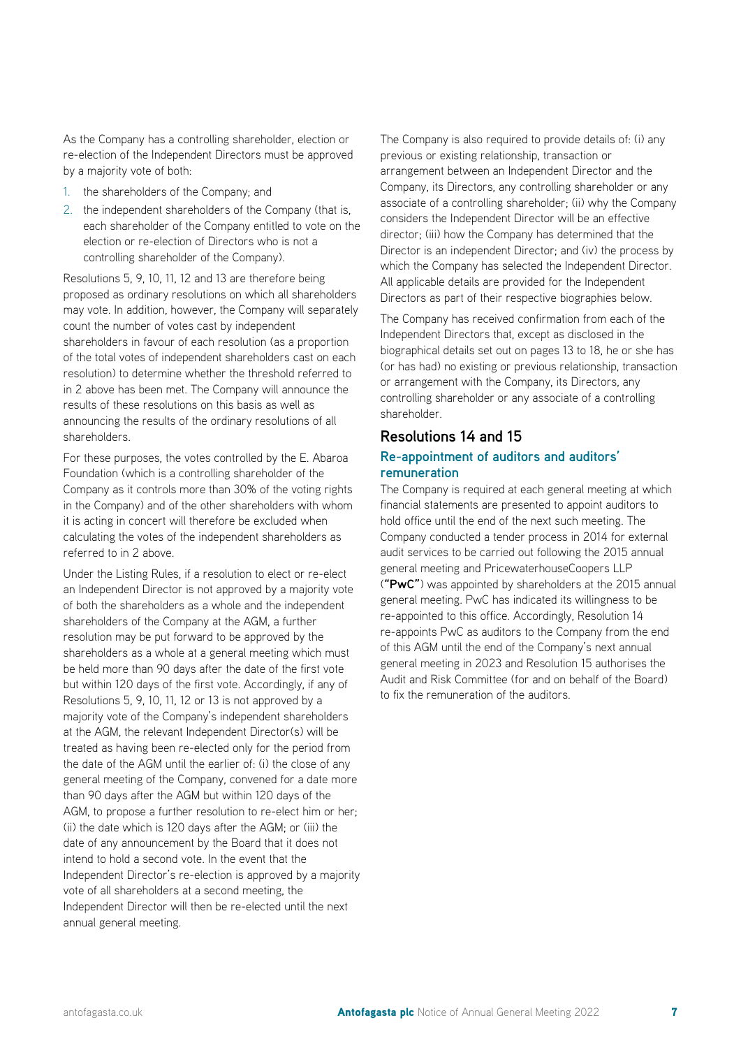As the Company has a controlling shareholder, election or re-election of the Independent Directors must be approved by a majority vote of both:

1. the shareholders of the Company; and
2. the independent shareholders of the Company (that is, each shareholder of the Company entitled to vote on the election or re-election of Directors who is not a controlling shareholder of the Company).

Resolutions 5, 9, 10, 11, 12 and 13 are therefore being proposed as ordinary resolutions on which all shareholders may vote. In addition, however, the Company will separately count the number of votes cast by independent shareholders in favour of each resolution (as a proportion of the total votes of independent shareholders cast on each resolution) to determine whether the threshold referred to in 2 above has been met. The Company will announce the results of these resolutions on this basis as well as announcing the results of the ordinary resolutions of all shareholders.

For these purposes, the votes controlled by the E. Abaroa Foundation (which is a controlling shareholder of the Company as it controls more than 30% of the voting rights in the Company) and of the other shareholders with whom it is acting in concert will therefore be excluded when calculating the votes of the independent shareholders as referred to in 2 above.

Under the Listing Rules, if a resolution to elect or re-elect an Independent Director is not approved by a majority vote of both the shareholders as a whole and the independent shareholders of the Company at the AGM, a further resolution may be put forward to be approved by the shareholders as a whole at a general meeting which must be held more than 90 days after the date of the first vote but within 120 days of the first vote. Accordingly, if any of Resolutions 5, 9, 10, 11, 12 or 13 is not approved by a majority vote of the Company's independent shareholders at the AGM, the relevant Independent Director(s) will be treated as having been re-elected only for the period from the date of the AGM until the earlier of: (i) the close of any general meeting of the Company, convened for a date more than 90 days after the AGM but within 120 days of the AGM, to propose a further resolution to re-elect him or her; (ii) the date which is 120 days after the AGM; or (iii) the date of any announcement by the Board that it does not intend to hold a second vote. In the event that the Independent Director's re-election is approved by a majority vote of all shareholders at a second meeting, the Independent Director will then be re-elected until the next annual general meeting.

The Company is also required to provide details of: (i) any previous or existing relationship, transaction or arrangement between an Independent Director and the Company, its Directors, any controlling shareholder or any associate of a controlling shareholder; (ii) why the Company considers the Independent Director will be an effective director; (iii) how the Company has determined that the Director is an independent Director; and (iv) the process by which the Company has selected the Independent Director. All applicable details are provided for the Independent Directors as part of their respective biographies below.

The Company has received confirmation from each of the Independent Directors that, except as disclosed in the biographical details set out on pages 13 to 18, he or she has (or has had) no existing or previous relationship, transaction or arrangement with the Company, its Directors, any controlling shareholder or any associate of a controlling shareholder.

## Resolutions 14 and 15

### Re-appointment of auditors and auditors' remuneration

The Company is required at each general meeting at which financial statements are presented to appoint auditors to hold office until the end of the next such meeting. The Company conducted a tender process in 2014 for external audit services to be carried out following the 2015 annual general meeting and PricewaterhouseCoopers LLP (**"PwC"**) was appointed by shareholders at the 2015 annual general meeting. PwC has indicated its willingness to be re-appointed to this office. Accordingly, Resolution 14 re-appoints PwC as auditors to the Company from the end of this AGM until the end of the Company's next annual general meeting in 2023 and Resolution 15 authorises the Audit and Risk Committee (for and on behalf of the Board) to fix the remuneration of the auditors.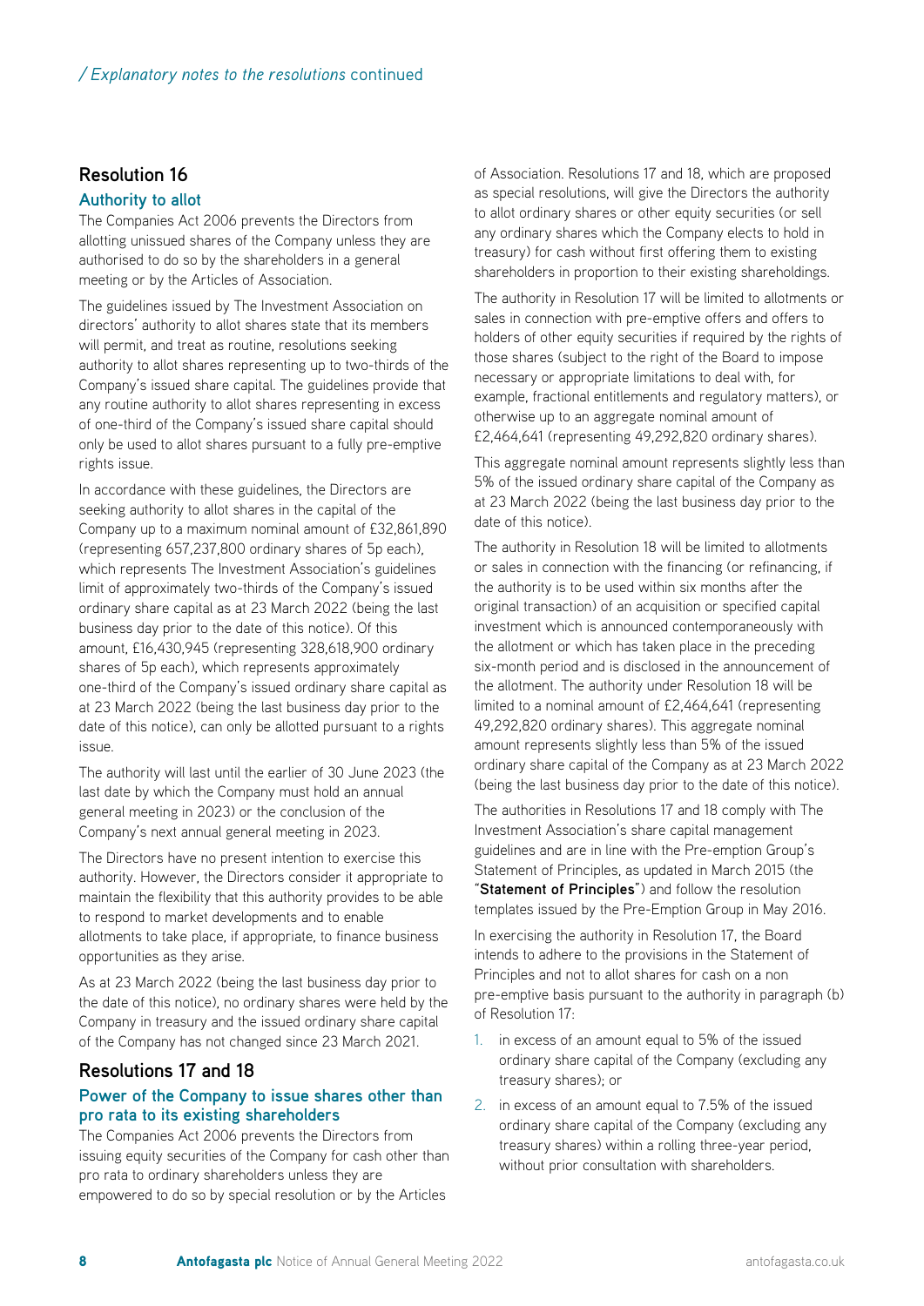## Resolution 16

### Authority to allot

The Companies Act 2006 prevents the Directors from allotting unissued shares of the Company unless they are authorised to do so by the shareholders in a general meeting or by the Articles of Association.

The guidelines issued by The Investment Association on directors' authority to allot shares state that its members will permit, and treat as routine, resolutions seeking authority to allot shares representing up to two-thirds of the Company's issued share capital. The guidelines provide that any routine authority to allot shares representing in excess of one-third of the Company's issued share capital should only be used to allot shares pursuant to a fully pre-emptive rights issue.

In accordance with these guidelines, the Directors are seeking authority to allot shares in the capital of the Company up to a maximum nominal amount of £32,861,890 (representing 657,237,800 ordinary shares of 5p each), which represents The Investment Association's guidelines limit of approximately two-thirds of the Company's issued ordinary share capital as at 23 March 2022 (being the last business day prior to the date of this notice). Of this amount, £16,430,945 (representing 328,618,900 ordinary shares of 5p each), which represents approximately one-third of the Company's issued ordinary share capital as at 23 March 2022 (being the last business day prior to the date of this notice), can only be allotted pursuant to a rights issue.

The authority will last until the earlier of 30 June 2023 (the last date by which the Company must hold an annual general meeting in 2023) or the conclusion of the Company's next annual general meeting in 2023.

The Directors have no present intention to exercise this authority. However, the Directors consider it appropriate to maintain the flexibility that this authority provides to be able to respond to market developments and to enable allotments to take place, if appropriate, to finance business opportunities as they arise.

As at 23 March 2022 (being the last business day prior to the date of this notice), no ordinary shares were held by the Company in treasury and the issued ordinary share capital of the Company has not changed since 23 March 2021.

## Resolutions 17 and 18

### Power of the Company to issue shares other than pro rata to its existing shareholders

The Companies Act 2006 prevents the Directors from issuing equity securities of the Company for cash other than pro rata to ordinary shareholders unless they are empowered to do so by special resolution or by the Articles of Association. Resolutions 17 and 18, which are proposed as special resolutions, will give the Directors the authority to allot ordinary shares or other equity securities (or sell any ordinary shares which the Company elects to hold in treasury) for cash without first offering them to existing shareholders in proportion to their existing shareholdings.

The authority in Resolution 17 will be limited to allotments or sales in connection with pre-emptive offers and offers to holders of other equity securities if required by the rights of those shares (subject to the right of the Board to impose necessary or appropriate limitations to deal with, for example, fractional entitlements and regulatory matters), or otherwise up to an aggregate nominal amount of £2,464,641 (representing 49,292,820 ordinary shares).

This aggregate nominal amount represents slightly less than 5% of the issued ordinary share capital of the Company as at 23 March 2022 (being the last business day prior to the date of this notice).

The authority in Resolution 18 will be limited to allotments or sales in connection with the financing (or refinancing, if the authority is to be used within six months after the original transaction) of an acquisition or specified capital investment which is announced contemporaneously with the allotment or which has taken place in the preceding six-month period and is disclosed in the announcement of the allotment. The authority under Resolution 18 will be limited to a nominal amount of £2,464,641 (representing 49,292,820 ordinary shares). This aggregate nominal amount represents slightly less than 5% of the issued ordinary share capital of the Company as at 23 March 2022 (being the last business day prior to the date of this notice).

The authorities in Resolutions 17 and 18 comply with The Investment Association's share capital management guidelines and are in line with the Pre-emption Group's Statement of Principles, as updated in March 2015 (the "**Statement of Principles**") and follow the resolution templates issued by the Pre-Emption Group in May 2016.

In exercising the authority in Resolution 17, the Board intends to adhere to the provisions in the Statement of Principles and not to allot shares for cash on a non pre-emptive basis pursuant to the authority in paragraph (b) of Resolution 17:

1. in excess of an amount equal to 5% of the issued ordinary share capital of the Company (excluding any treasury shares); or
2. in excess of an amount equal to 7.5% of the issued ordinary share capital of the Company (excluding any treasury shares) within a rolling three-year period, without prior consultation with shareholders.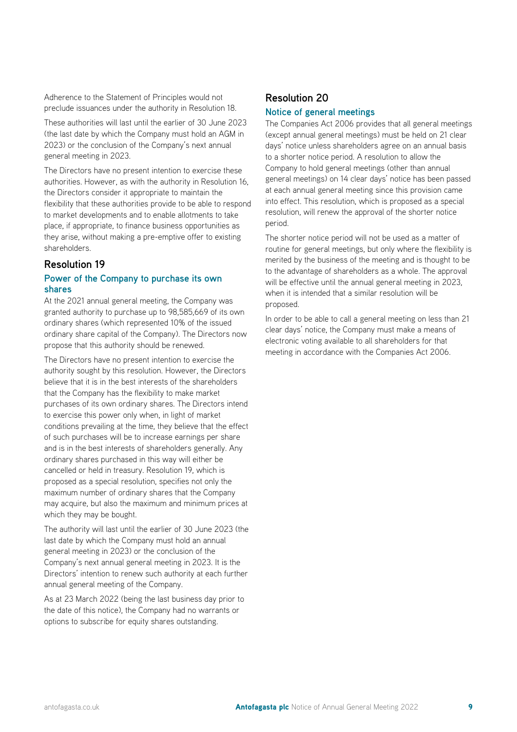Adherence to the Statement of Principles would not preclude issuances under the authority in Resolution 18.

These authorities will last until the earlier of 30 June 2023 (the last date by which the Company must hold an AGM in 2023) or the conclusion of the Company's next annual general meeting in 2023.

The Directors have no present intention to exercise these authorities. However, as with the authority in Resolution 16, the Directors consider it appropriate to maintain the flexibility that these authorities provide to be able to respond to market developments and to enable allotments to take place, if appropriate, to finance business opportunities as they arise, without making a pre-emptive offer to existing shareholders.

## Resolution 19

### Power of the Company to purchase its own shares

At the 2021 annual general meeting, the Company was granted authority to purchase up to 98,585,669 of its own ordinary shares (which represented 10% of the issued ordinary share capital of the Company). The Directors now propose that this authority should be renewed.

The Directors have no present intention to exercise the authority sought by this resolution. However, the Directors believe that it is in the best interests of the shareholders that the Company has the flexibility to make market purchases of its own ordinary shares. The Directors intend to exercise this power only when, in light of market conditions prevailing at the time, they believe that the effect of such purchases will be to increase earnings per share and is in the best interests of shareholders generally. Any ordinary shares purchased in this way will either be cancelled or held in treasury. Resolution 19, which is proposed as a special resolution, specifies not only the maximum number of ordinary shares that the Company may acquire, but also the maximum and minimum prices at which they may be bought.

The authority will last until the earlier of 30 June 2023 (the last date by which the Company must hold an annual general meeting in 2023) or the conclusion of the Company's next annual general meeting in 2023. It is the Directors' intention to renew such authority at each further annual general meeting of the Company.

As at 23 March 2022 (being the last business day prior to the date of this notice), the Company had no warrants or options to subscribe for equity shares outstanding.

## Resolution 20

### Notice of general meetings

The Companies Act 2006 provides that all general meetings (except annual general meetings) must be held on 21 clear days' notice unless shareholders agree on an annual basis to a shorter notice period. A resolution to allow the Company to hold general meetings (other than annual general meetings) on 14 clear days' notice has been passed at each annual general meeting since this provision came into effect. This resolution, which is proposed as a special resolution, will renew the approval of the shorter notice period.

The shorter notice period will not be used as a matter of routine for general meetings, but only where the flexibility is merited by the business of the meeting and is thought to be to the advantage of shareholders as a whole. The approval will be effective until the annual general meeting in 2023, when it is intended that a similar resolution will be proposed.

In order to be able to call a general meeting on less than 21 clear days' notice, the Company must make a means of electronic voting available to all shareholders for that meeting in accordance with the Companies Act 2006.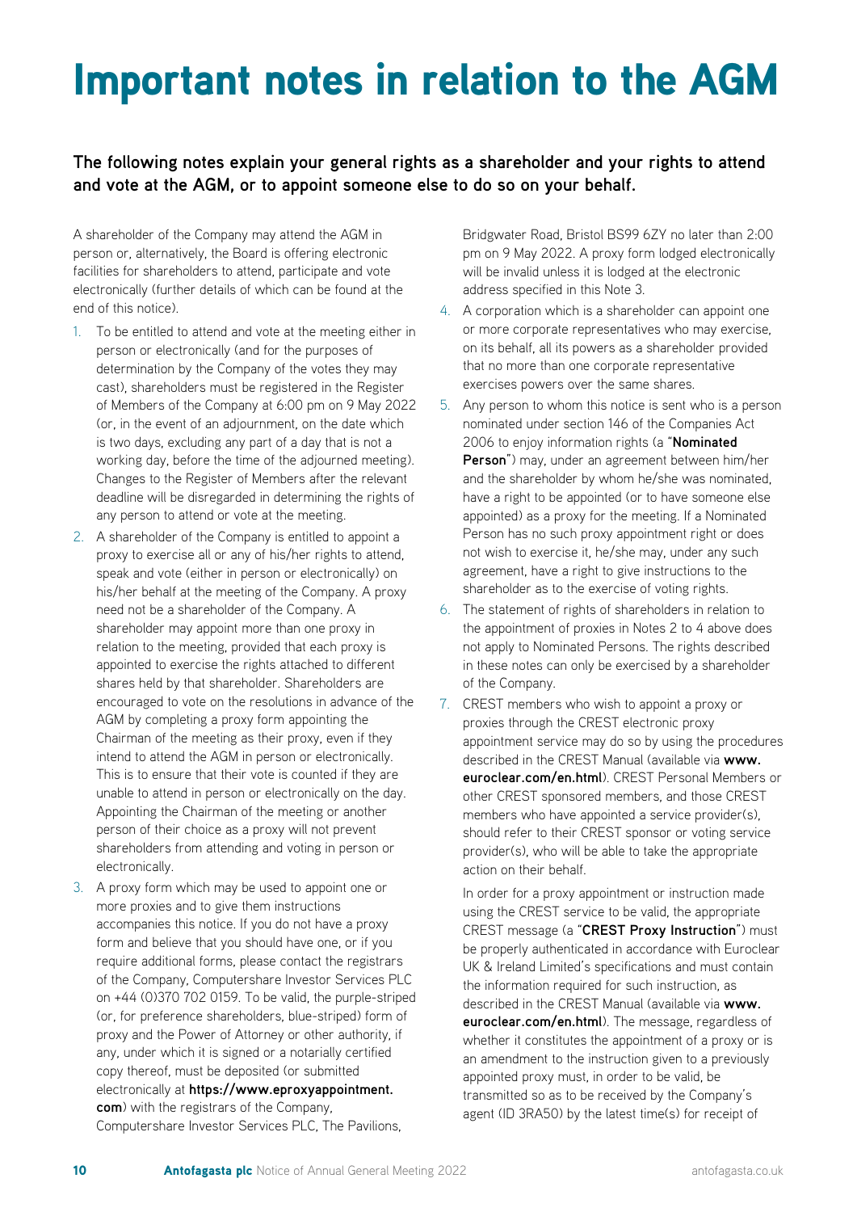# Important notes in relation to the AGM

**The following notes explain your general rights as a shareholder and your rights to attend and vote at the AGM, or to appoint someone else to do so on your behalf.**

A shareholder of the Company may attend the AGM in person or, alternatively, the Board is offering electronic facilities for shareholders to attend, participate and vote electronically (further details of which can be found at the end of this notice).

1. To be entitled to attend and vote at the meeting either in person or electronically (and for the purposes of determination by the Company of the votes they may cast), shareholders must be registered in the Register of Members of the Company at 6:00 pm on 9 May 2022 (or, in the event of an adjournment, on the date which is two days, excluding any part of a day that is not a working day, before the time of the adjourned meeting). Changes to the Register of Members after the relevant deadline will be disregarded in determining the rights of any person to attend or vote at the meeting.
2. A shareholder of the Company is entitled to appoint a proxy to exercise all or any of his/her rights to attend, speak and vote (either in person or electronically) on his/her behalf at the meeting of the Company. A proxy need not be a shareholder of the Company. A shareholder may appoint more than one proxy in relation to the meeting, provided that each proxy is appointed to exercise the rights attached to different shares held by that shareholder. Shareholders are encouraged to vote on the resolutions in advance of the AGM by completing a proxy form appointing the Chairman of the meeting as their proxy, even if they intend to attend the AGM in person or electronically. This is to ensure that their vote is counted if they are unable to attend in person or electronically on the day. Appointing the Chairman of the meeting or another person of their choice as a proxy will not prevent shareholders from attending and voting in person or electronically.
3. A proxy form which may be used to appoint one or more proxies and to give them instructions accompanies this notice. If you do not have a proxy form and believe that you should have one, or if you require additional forms, please contact the registrars of the Company, Computershare Investor Services PLC on +44 (0)370 702 0159. To be valid, the purple-striped (or, for preference shareholders, blue-striped) form of proxy and the Power of Attorney or other authority, if any, under which it is signed or a notarially certified copy thereof, must be deposited (or submitted electronically at **https://www.eproxyappointment.com**) with the registrars of the Company, Computershare Investor Services PLC, The Pavilions, Bridgwater Road, Bristol BS99 6ZY no later than 2:00 pm on 9 May 2022. A proxy form lodged electronically will be invalid unless it is lodged at the electronic address specified in this Note 3.
4. A corporation which is a shareholder can appoint one or more corporate representatives who may exercise, on its behalf, all its powers as a shareholder provided that no more than one corporate representative exercises powers over the same shares.
5. Any person to whom this notice is sent who is a person nominated under section 146 of the Companies Act 2006 to enjoy information rights (a "**Nominated Person**") may, under an agreement between him/her and the shareholder by whom he/she was nominated, have a right to be appointed (or to have someone else appointed) as a proxy for the meeting. If a Nominated Person has no such proxy appointment right or does not wish to exercise it, he/she may, under any such agreement, have a right to give instructions to the shareholder as to the exercise of voting rights.
6. The statement of rights of shareholders in relation to the appointment of proxies in Notes 2 to 4 above does not apply to Nominated Persons. The rights described in these notes can only be exercised by a shareholder of the Company.
7. CREST members who wish to appoint a proxy or proxies through the CREST electronic proxy appointment service may do so by using the procedures described in the CREST Manual (available via **www.euroclear.com/en.html**). CREST Personal Members or other CREST sponsored members, and those CREST members who have appointed a service provider(s), should refer to their CREST sponsor or voting service provider(s), who will be able to take the appropriate action on their behalf.

   In order for a proxy appointment or instruction made using the CREST service to be valid, the appropriate CREST message (a "**CREST Proxy Instruction**") must be properly authenticated in accordance with Euroclear UK & Ireland Limited's specifications and must contain the information required for such instruction, as described in the CREST Manual (available via **www.euroclear.com/en.html**). The message, regardless of whether it constitutes the appointment of a proxy or is an amendment to the instruction given to a previously appointed proxy must, in order to be valid, be transmitted so as to be received by the Company's agent (ID 3RA50) by the latest time(s) for receipt of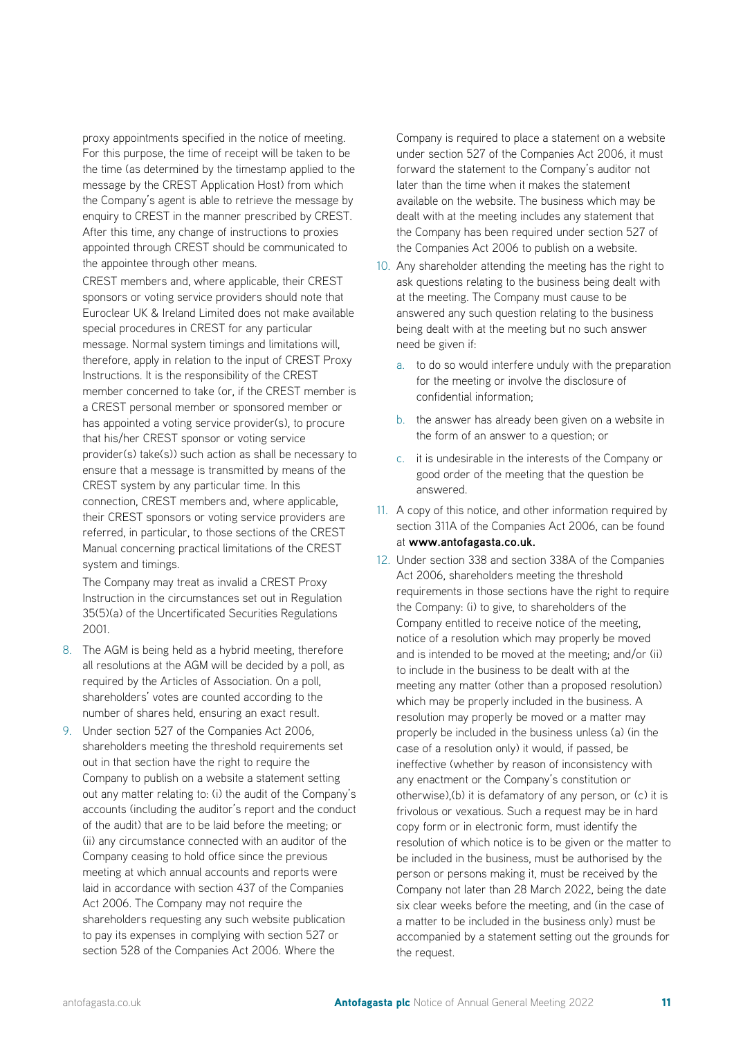proxy appointments specified in the notice of meeting. For this purpose, the time of receipt will be taken to be the time (as determined by the timestamp applied to the message by the CREST Application Host) from which the Company's agent is able to retrieve the message by enquiry to CREST in the manner prescribed by CREST. After this time, any change of instructions to proxies appointed through CREST should be communicated to the appointee through other means.

CREST members and, where applicable, their CREST sponsors or voting service providers should note that Euroclear UK & Ireland Limited does not make available special procedures in CREST for any particular message. Normal system timings and limitations will, therefore, apply in relation to the input of CREST Proxy Instructions. It is the responsibility of the CREST member concerned to take (or, if the CREST member is a CREST personal member or sponsored member or has appointed a voting service provider(s), to procure that his/her CREST sponsor or voting service provider(s) take(s)) such action as shall be necessary to ensure that a message is transmitted by means of the CREST system by any particular time. In this connection, CREST members and, where applicable, their CREST sponsors or voting service providers are referred, in particular, to those sections of the CREST Manual concerning practical limitations of the CREST system and timings.

The Company may treat as invalid a CREST Proxy Instruction in the circumstances set out in Regulation 35(5)(a) of the Uncertificated Securities Regulations 2001.

8. The AGM is being held as a hybrid meeting, therefore all resolutions at the AGM will be decided by a poll, as required by the Articles of Association. On a poll, shareholders' votes are counted according to the number of shares held, ensuring an exact result.
9. Under section 527 of the Companies Act 2006, shareholders meeting the threshold requirements set out in that section have the right to require the Company to publish on a website a statement setting out any matter relating to: (i) the audit of the Company's accounts (including the auditor's report and the conduct of the audit) that are to be laid before the meeting; or (ii) any circumstance connected with an auditor of the Company ceasing to hold office since the previous meeting at which annual accounts and reports were laid in accordance with section 437 of the Companies Act 2006. The Company may not require the shareholders requesting any such website publication to pay its expenses in complying with section 527 or section 528 of the Companies Act 2006. Where the Company is required to place a statement on a website under section 527 of the Companies Act 2006, it must forward the statement to the Company's auditor not later than the time when it makes the statement available on the website. The business which may be dealt with at the meeting includes any statement that the Company has been required under section 527 of the Companies Act 2006 to publish on a website.
10. Any shareholder attending the meeting has the right to ask questions relating to the business being dealt with at the meeting. The Company must cause to be answered any such question relating to the business being dealt with at the meeting but no such answer need be given if:
    a. to do so would interfere unduly with the preparation for the meeting or involve the disclosure of confidential information;
    b. the answer has already been given on a website in the form of an answer to a question; or
    c. it is undesirable in the interests of the Company or good order of the meeting that the question be answered.
11. A copy of this notice, and other information required by section 311A of the Companies Act 2006, can be found at **www.antofagasta.co.uk.**
12. Under section 338 and section 338A of the Companies Act 2006, shareholders meeting the threshold requirements in those sections have the right to require the Company: (i) to give, to shareholders of the Company entitled to receive notice of the meeting, notice of a resolution which may properly be moved and is intended to be moved at the meeting; and/or (ii) to include in the business to be dealt with at the meeting any matter (other than a proposed resolution) which may be properly included in the business. A resolution may properly be moved or a matter may properly be included in the business unless (a) (in the case of a resolution only) it would, if passed, be ineffective (whether by reason of inconsistency with any enactment or the Company's constitution or otherwise),(b) it is defamatory of any person, or (c) it is frivolous or vexatious. Such a request may be in hard copy form or in electronic form, must identify the resolution of which notice is to be given or the matter to be included in the business, must be authorised by the person or persons making it, must be received by the Company not later than 28 March 2022, being the date six clear weeks before the meeting, and (in the case of a matter to be included in the business only) must be accompanied by a statement setting out the grounds for the request.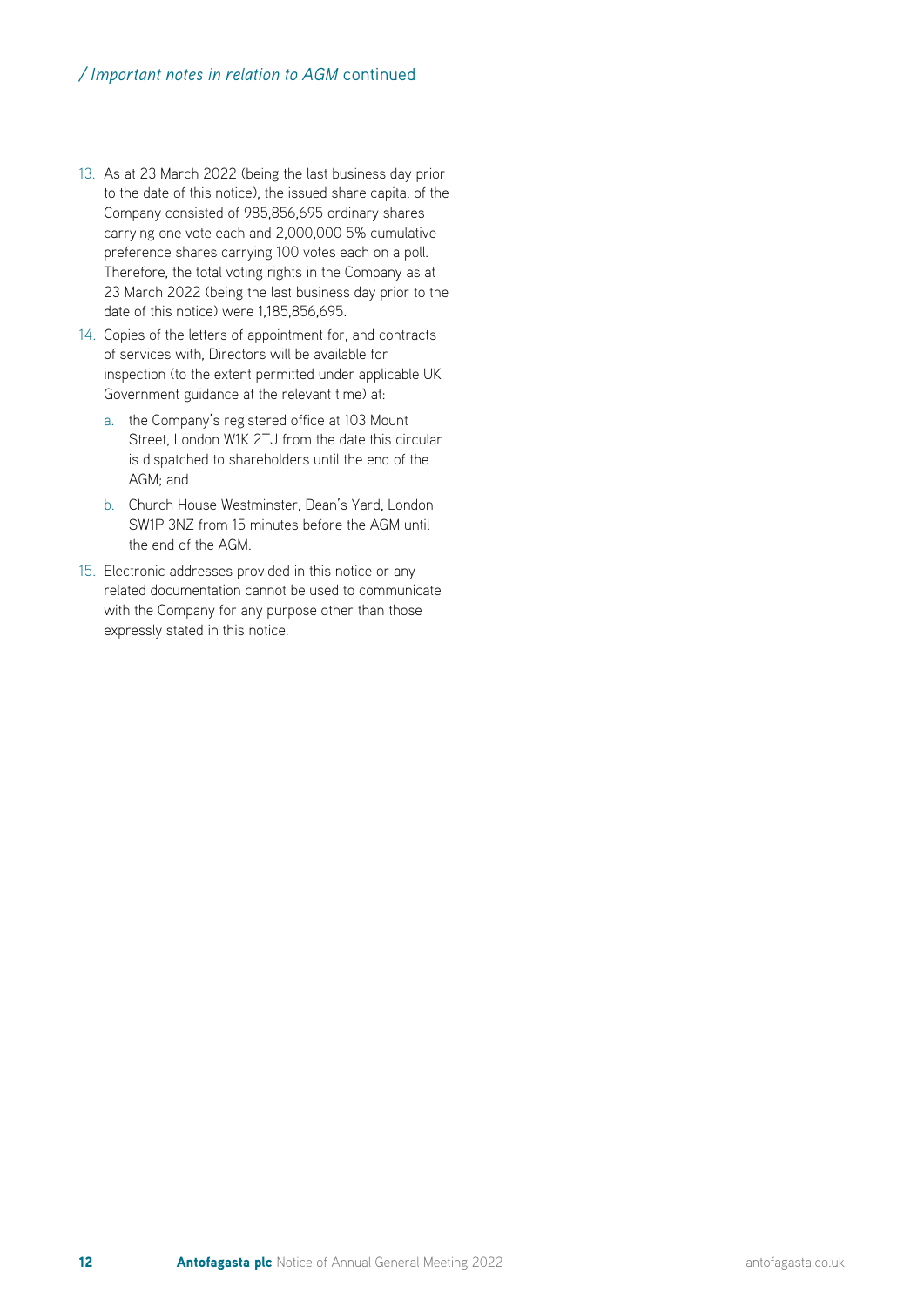13. As at 23 March 2022 (being the last business day prior to the date of this notice), the issued share capital of the Company consisted of 985,856,695 ordinary shares carrying one vote each and 2,000,000 5% cumulative preference shares carrying 100 votes each on a poll. Therefore, the total voting rights in the Company as at 23 March 2022 (being the last business day prior to the date of this notice) were 1,185,856,695.
14. Copies of the letters of appointment for, and contracts of services with, Directors will be available for inspection (to the extent permitted under applicable UK Government guidance at the relevant time) at:
    a. the Company's registered office at 103 Mount Street, London W1K 2TJ from the date this circular is dispatched to shareholders until the end of the AGM; and
    b. Church House Westminster, Dean's Yard, London SW1P 3NZ from 15 minutes before the AGM until the end of the AGM.
15. Electronic addresses provided in this notice or any related documentation cannot be used to communicate with the Company for any purpose other than those expressly stated in this notice.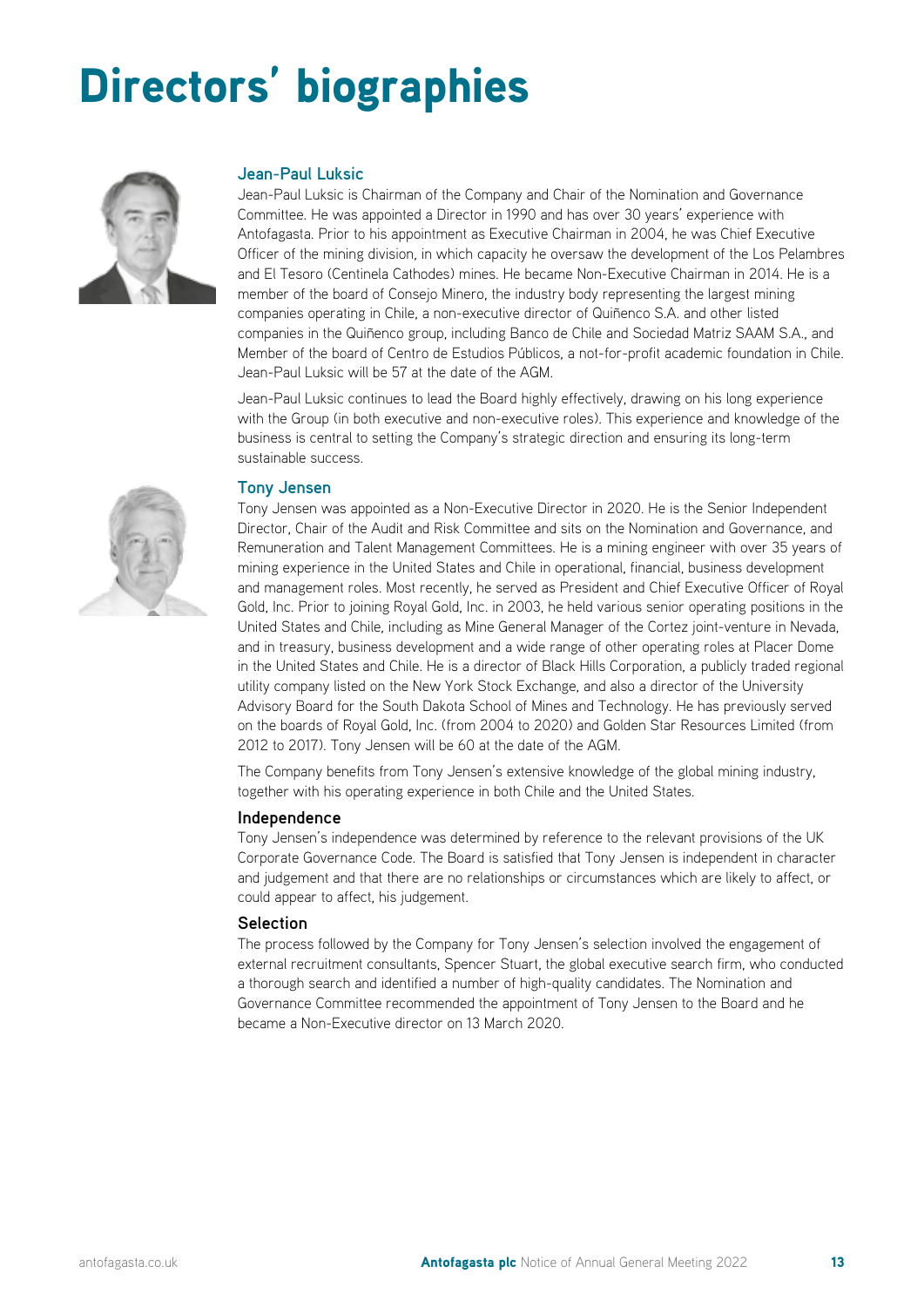# Directors' biographies

### Jean-Paul Luksic

Jean-Paul Luksic is Chairman of the Company and Chair of the Nomination and Governance Committee. He was appointed a Director in 1990 and has over 30 years' experience with Antofagasta. Prior to his appointment as Executive Chairman in 2004, he was Chief Executive Officer of the mining division, in which capacity he oversaw the development of the Los Pelambres and El Tesoro (Centinela Cathodes) mines. He became Non-Executive Chairman in 2014. He is a member of the board of Consejo Minero, the industry body representing the largest mining companies operating in Chile, a non-executive director of Quiñenco S.A. and other listed companies in the Quiñenco group, including Banco de Chile and Sociedad Matriz SAAM S.A., and Member of the board of Centro de Estudios Públicos, a not-for-profit academic foundation in Chile. Jean-Paul Luksic will be 57 at the date of the AGM.

Jean-Paul Luksic continues to lead the Board highly effectively, drawing on his long experience with the Group (in both executive and non-executive roles). This experience and knowledge of the business is central to setting the Company's strategic direction and ensuring its long-term sustainable success.

### Tony Jensen

Tony Jensen was appointed as a Non-Executive Director in 2020. He is the Senior Independent Director, Chair of the Audit and Risk Committee and sits on the Nomination and Governance, and Remuneration and Talent Management Committees. He is a mining engineer with over 35 years of mining experience in the United States and Chile in operational, financial, business development and management roles. Most recently, he served as President and Chief Executive Officer of Royal Gold, Inc. Prior to joining Royal Gold, Inc. in 2003, he held various senior operating positions in the United States and Chile, including as Mine General Manager of the Cortez joint-venture in Nevada, and in treasury, business development and a wide range of other operating roles at Placer Dome in the United States and Chile. He is a director of Black Hills Corporation, a publicly traded regional utility company listed on the New York Stock Exchange, and also a director of the University Advisory Board for the South Dakota School of Mines and Technology. He has previously served on the boards of Royal Gold, Inc. (from 2004 to 2020) and Golden Star Resources Limited (from 2012 to 2017). Tony Jensen will be 60 at the date of the AGM.

The Company benefits from Tony Jensen's extensive knowledge of the global mining industry, together with his operating experience in both Chile and the United States.

#### Independence

Tony Jensen's independence was determined by reference to the relevant provisions of the UK Corporate Governance Code. The Board is satisfied that Tony Jensen is independent in character and judgement and that there are no relationships or circumstances which are likely to affect, or could appear to affect, his judgement.

#### Selection

The process followed by the Company for Tony Jensen's selection involved the engagement of external recruitment consultants, Spencer Stuart, the global executive search firm, who conducted a thorough search and identified a number of high-quality candidates. The Nomination and Governance Committee recommended the appointment of Tony Jensen to the Board and he became a Non-Executive director on 13 March 2020.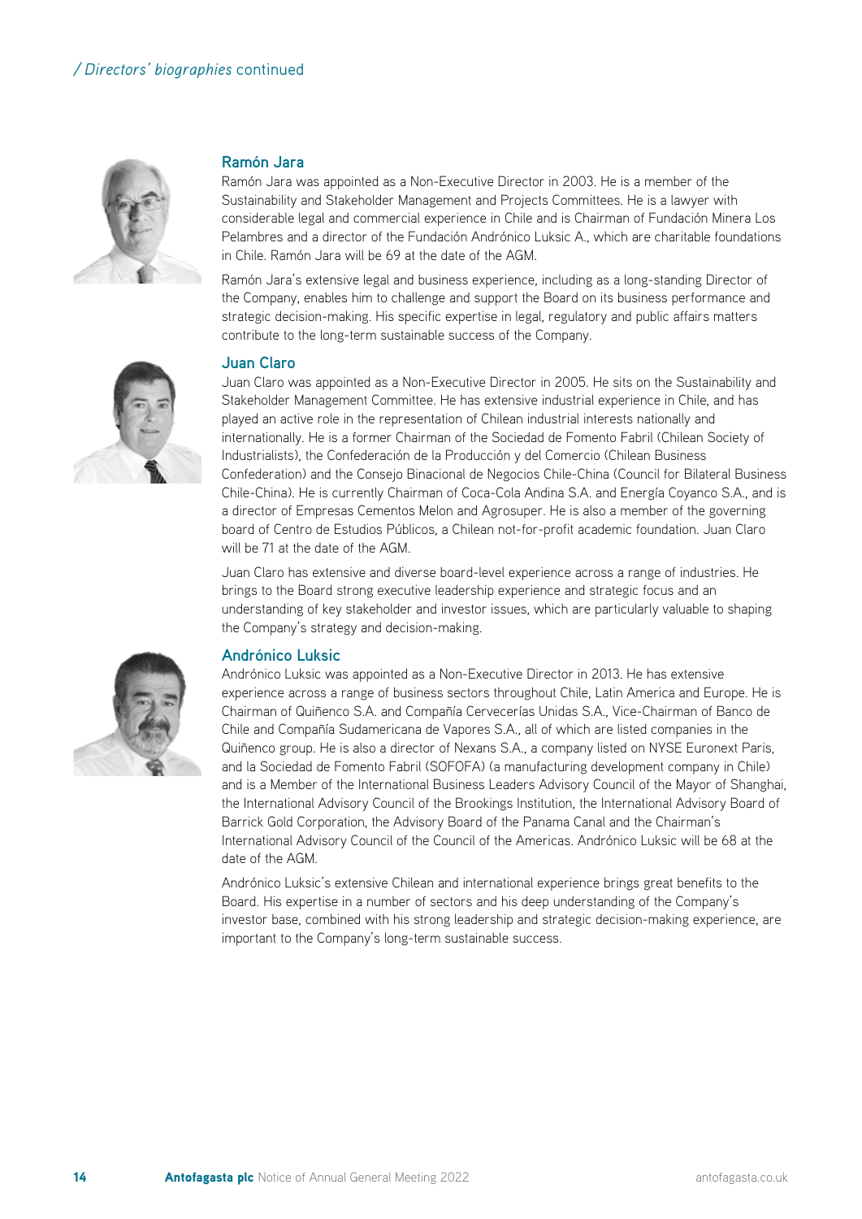## Ramón Jara

Ramón Jara was appointed as a Non-Executive Director in 2003. He is a member of the Sustainability and Stakeholder Management and Projects Committees. He is a lawyer with considerable legal and commercial experience in Chile and is Chairman of Fundación Minera Los Pelambres and a director of the Fundación Andrónico Luksic A., which are charitable foundations in Chile. Ramón Jara will be 69 at the date of the AGM.

Ramón Jara's extensive legal and business experience, including as a long-standing Director of the Company, enables him to challenge and support the Board on its business performance and strategic decision-making. His specific expertise in legal, regulatory and public affairs matters contribute to the long-term sustainable success of the Company.

## Juan Claro

Juan Claro was appointed as a Non-Executive Director in 2005. He sits on the Sustainability and Stakeholder Management Committee. He has extensive industrial experience in Chile, and has played an active role in the representation of Chilean industrial interests nationally and internationally. He is a former Chairman of the Sociedad de Fomento Fabril (Chilean Society of Industrialists), the Confederación de la Producción y del Comercio (Chilean Business Confederation) and the Consejo Binacional de Negocios Chile-China (Council for Bilateral Business Chile-China). He is currently Chairman of Coca-Cola Andina S.A. and Energía Coyanco S.A., and is a director of Empresas Cementos Melon and Agrosuper. He is also a member of the governing board of Centro de Estudios Públicos, a Chilean not-for-profit academic foundation. Juan Claro will be 71 at the date of the AGM.

Juan Claro has extensive and diverse board-level experience across a range of industries. He brings to the Board strong executive leadership experience and strategic focus and an understanding of key stakeholder and investor issues, which are particularly valuable to shaping the Company's strategy and decision-making.

## Andrónico Luksic

Andrónico Luksic was appointed as a Non-Executive Director in 2013. He has extensive experience across a range of business sectors throughout Chile, Latin America and Europe. He is Chairman of Quiñenco S.A. and Compañía Cervecerías Unidas S.A., Vice-Chairman of Banco de Chile and Compañía Sudamericana de Vapores S.A., all of which are listed companies in the Quiñenco group. He is also a director of Nexans S.A., a company listed on NYSE Euronext Paris, and la Sociedad de Fomento Fabril (SOFOFA) (a manufacturing development company in Chile) and is a Member of the International Business Leaders Advisory Council of the Mayor of Shanghai, the International Advisory Council of the Brookings Institution, the International Advisory Board of Barrick Gold Corporation, the Advisory Board of the Panama Canal and the Chairman's International Advisory Council of the Council of the Americas. Andrónico Luksic will be 68 at the date of the AGM.

Andrónico Luksic's extensive Chilean and international experience brings great benefits to the Board. His expertise in a number of sectors and his deep understanding of the Company's investor base, combined with his strong leadership and strategic decision-making experience, are important to the Company's long-term sustainable success.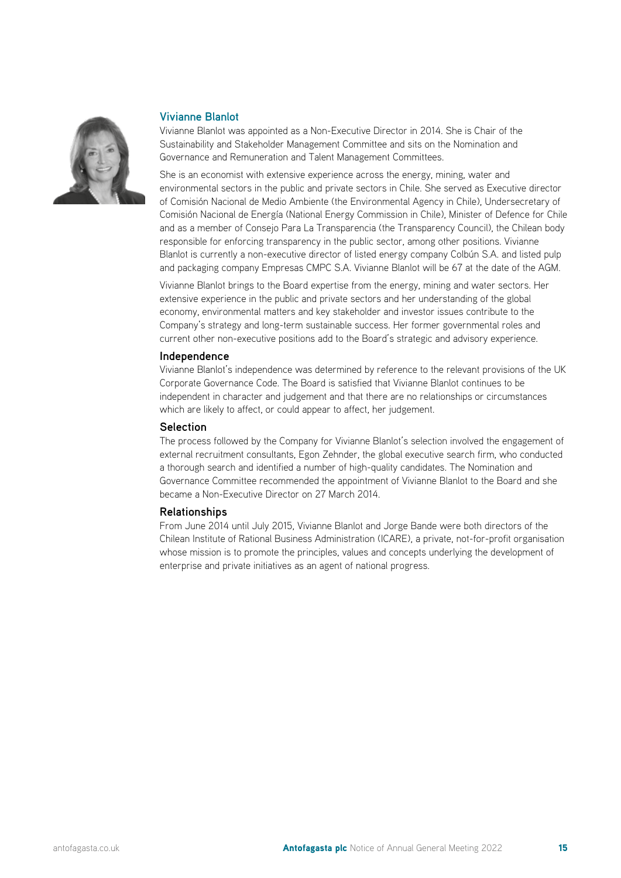## Vivianne Blanlot

Vivianne Blanlot was appointed as a Non-Executive Director in 2014. She is Chair of the Sustainability and Stakeholder Management Committee and sits on the Nomination and Governance and Remuneration and Talent Management Committees.

She is an economist with extensive experience across the energy, mining, water and environmental sectors in the public and private sectors in Chile. She served as Executive director of Comisión Nacional de Medio Ambiente (the Environmental Agency in Chile), Undersecretary of Comisión Nacional de Energía (National Energy Commission in Chile), Minister of Defence for Chile and as a member of Consejo Para La Transparencia (the Transparency Council), the Chilean body responsible for enforcing transparency in the public sector, among other positions. Vivianne Blanlot is currently a non-executive director of listed energy company Colbún S.A. and listed pulp and packaging company Empresas CMPC S.A. Vivianne Blanlot will be 67 at the date of the AGM.

Vivianne Blanlot brings to the Board expertise from the energy, mining and water sectors. Her extensive experience in the public and private sectors and her understanding of the global economy, environmental matters and key stakeholder and investor issues contribute to the Company's strategy and long-term sustainable success. Her former governmental roles and current other non-executive positions add to the Board's strategic and advisory experience.

### Independence

Vivianne Blanlot's independence was determined by reference to the relevant provisions of the UK Corporate Governance Code. The Board is satisfied that Vivianne Blanlot continues to be independent in character and judgement and that there are no relationships or circumstances which are likely to affect, or could appear to affect, her judgement.

### Selection

The process followed by the Company for Vivianne Blanlot's selection involved the engagement of external recruitment consultants, Egon Zehnder, the global executive search firm, who conducted a thorough search and identified a number of high-quality candidates. The Nomination and Governance Committee recommended the appointment of Vivianne Blanlot to the Board and she became a Non-Executive Director on 27 March 2014.

### Relationships

From June 2014 until July 2015, Vivianne Blanlot and Jorge Bande were both directors of the Chilean Institute of Rational Business Administration (ICARE), a private, not-for-profit organisation whose mission is to promote the principles, values and concepts underlying the development of enterprise and private initiatives as an agent of national progress.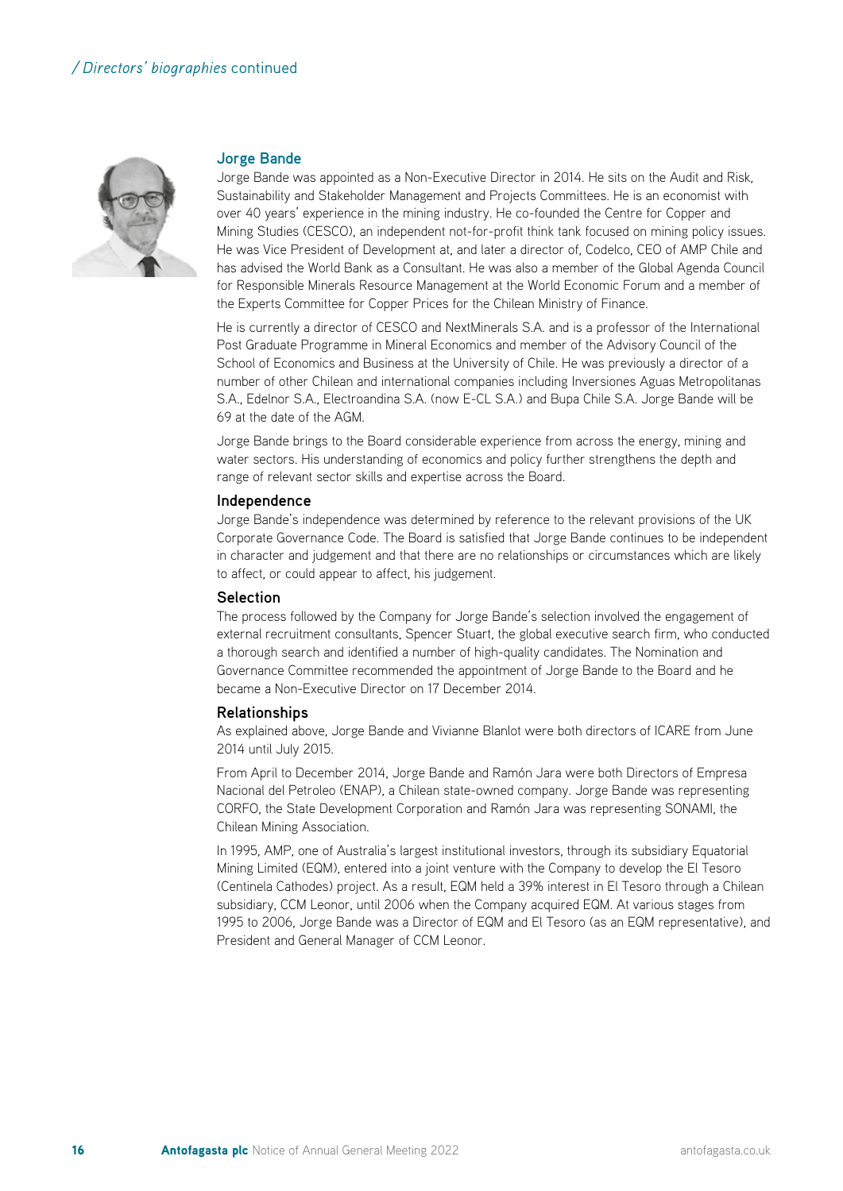## Jorge Bande

Jorge Bande was appointed as a Non-Executive Director in 2014. He sits on the Audit and Risk, Sustainability and Stakeholder Management and Projects Committees. He is an economist with over 40 years' experience in the mining industry. He co-founded the Centre for Copper and Mining Studies (CESCO), an independent not-for-profit think tank focused on mining policy issues. He was Vice President of Development at, and later a director of, Codelco, CEO of AMP Chile and has advised the World Bank as a Consultant. He was also a member of the Global Agenda Council for Responsible Minerals Resource Management at the World Economic Forum and a member of the Experts Committee for Copper Prices for the Chilean Ministry of Finance.

He is currently a director of CESCO and NextMinerals S.A. and is a professor of the International Post Graduate Programme in Mineral Economics and member of the Advisory Council of the School of Economics and Business at the University of Chile. He was previously a director of a number of other Chilean and international companies including Inversiones Aguas Metropolitanas S.A., Edelnor S.A., Electroandina S.A. (now E-CL S.A.) and Bupa Chile S.A. Jorge Bande will be 69 at the date of the AGM.

Jorge Bande brings to the Board considerable experience from across the energy, mining and water sectors. His understanding of economics and policy further strengthens the depth and range of relevant sector skills and expertise across the Board.

### Independence

Jorge Bande's independence was determined by reference to the relevant provisions of the UK Corporate Governance Code. The Board is satisfied that Jorge Bande continues to be independent in character and judgement and that there are no relationships or circumstances which are likely to affect, or could appear to affect, his judgement.

### Selection

The process followed by the Company for Jorge Bande's selection involved the engagement of external recruitment consultants, Spencer Stuart, the global executive search firm, who conducted a thorough search and identified a number of high-quality candidates. The Nomination and Governance Committee recommended the appointment of Jorge Bande to the Board and he became a Non-Executive Director on 17 December 2014.

### Relationships

As explained above, Jorge Bande and Vivianne Blanlot were both directors of ICARE from June 2014 until July 2015.

From April to December 2014, Jorge Bande and Ramón Jara were both Directors of Empresa Nacional del Petroleo (ENAP), a Chilean state-owned company. Jorge Bande was representing CORFO, the State Development Corporation and Ramón Jara was representing SONAMI, the Chilean Mining Association.

In 1995, AMP, one of Australia's largest institutional investors, through its subsidiary Equatorial Mining Limited (EQM), entered into a joint venture with the Company to develop the El Tesoro (Centinela Cathodes) project. As a result, EQM held a 39% interest in El Tesoro through a Chilean subsidiary, CCM Leonor, until 2006 when the Company acquired EQM. At various stages from 1995 to 2006, Jorge Bande was a Director of EQM and El Tesoro (as an EQM representative), and President and General Manager of CCM Leonor.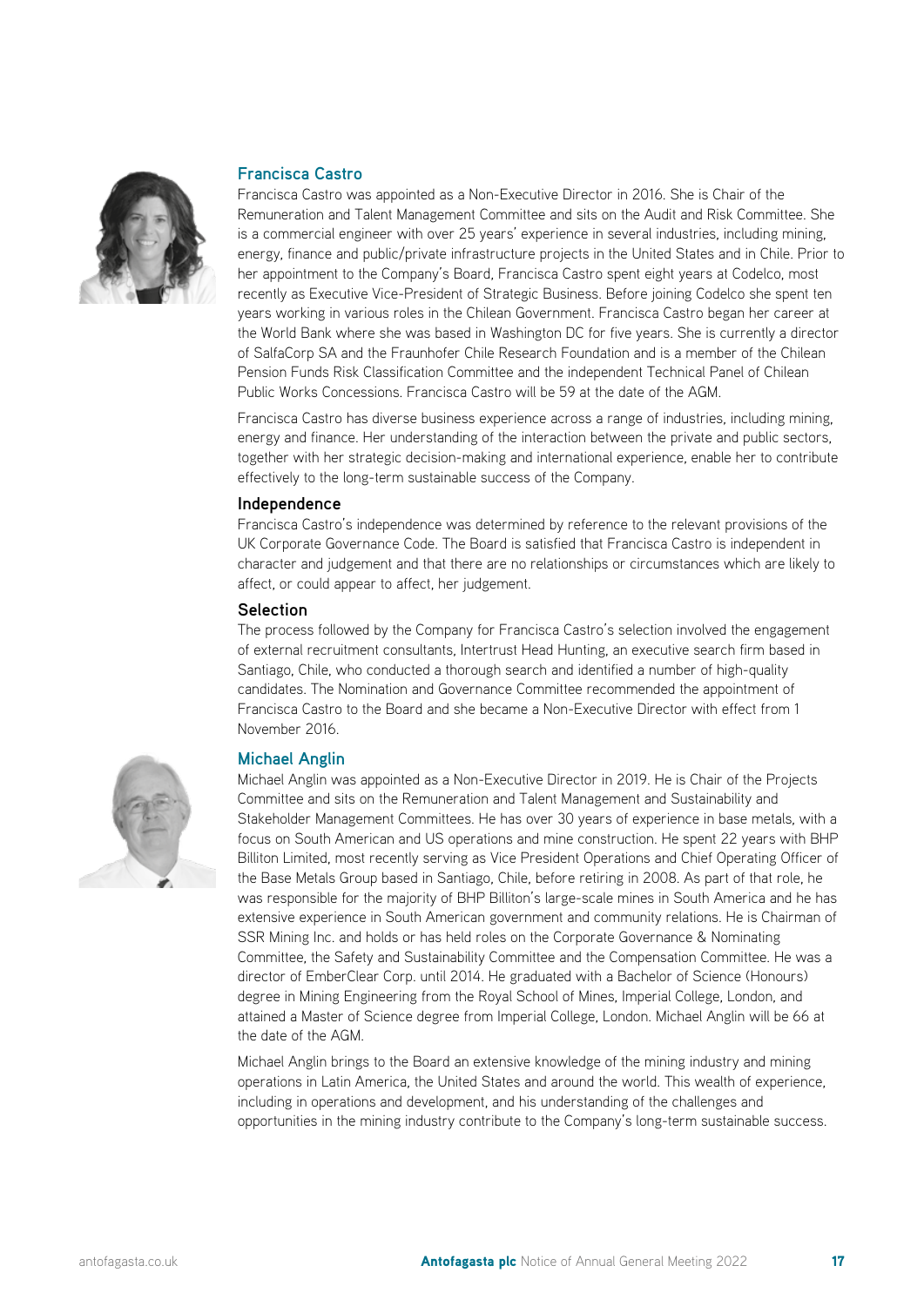## Francisca Castro

Francisca Castro was appointed as a Non-Executive Director in 2016. She is Chair of the Remuneration and Talent Management Committee and sits on the Audit and Risk Committee. She is a commercial engineer with over 25 years' experience in several industries, including mining, energy, finance and public/private infrastructure projects in the United States and in Chile. Prior to her appointment to the Company's Board, Francisca Castro spent eight years at Codelco, most recently as Executive Vice-President of Strategic Business. Before joining Codelco she spent ten years working in various roles in the Chilean Government. Francisca Castro began her career at the World Bank where she was based in Washington DC for five years. She is currently a director of SalfaCorp SA and the Fraunhofer Chile Research Foundation and is a member of the Chilean Pension Funds Risk Classification Committee and the independent Technical Panel of Chilean Public Works Concessions. Francisca Castro will be 59 at the date of the AGM.

Francisca Castro has diverse business experience across a range of industries, including mining, energy and finance. Her understanding of the interaction between the private and public sectors, together with her strategic decision-making and international experience, enable her to contribute effectively to the long-term sustainable success of the Company.

### Independence

Francisca Castro's independence was determined by reference to the relevant provisions of the UK Corporate Governance Code. The Board is satisfied that Francisca Castro is independent in character and judgement and that there are no relationships or circumstances which are likely to affect, or could appear to affect, her judgement.

### Selection

The process followed by the Company for Francisca Castro's selection involved the engagement of external recruitment consultants, Intertrust Head Hunting, an executive search firm based in Santiago, Chile, who conducted a thorough search and identified a number of high-quality candidates. The Nomination and Governance Committee recommended the appointment of Francisca Castro to the Board and she became a Non-Executive Director with effect from 1 November 2016.

## Michael Anglin

Michael Anglin was appointed as a Non-Executive Director in 2019. He is Chair of the Projects Committee and sits on the Remuneration and Talent Management and Sustainability and Stakeholder Management Committees. He has over 30 years of experience in base metals, with a focus on South American and US operations and mine construction. He spent 22 years with BHP Billiton Limited, most recently serving as Vice President Operations and Chief Operating Officer of the Base Metals Group based in Santiago, Chile, before retiring in 2008. As part of that role, he was responsible for the majority of BHP Billiton's large-scale mines in South America and he has extensive experience in South American government and community relations. He is Chairman of SSR Mining Inc. and holds or has held roles on the Corporate Governance & Nominating Committee, the Safety and Sustainability Committee and the Compensation Committee. He was a director of EmberClear Corp. until 2014. He graduated with a Bachelor of Science (Honours) degree in Mining Engineering from the Royal School of Mines, Imperial College, London, and attained a Master of Science degree from Imperial College, London. Michael Anglin will be 66 at the date of the AGM.

Michael Anglin brings to the Board an extensive knowledge of the mining industry and mining operations in Latin America, the United States and around the world. This wealth of experience, including in operations and development, and his understanding of the challenges and opportunities in the mining industry contribute to the Company's long-term sustainable success.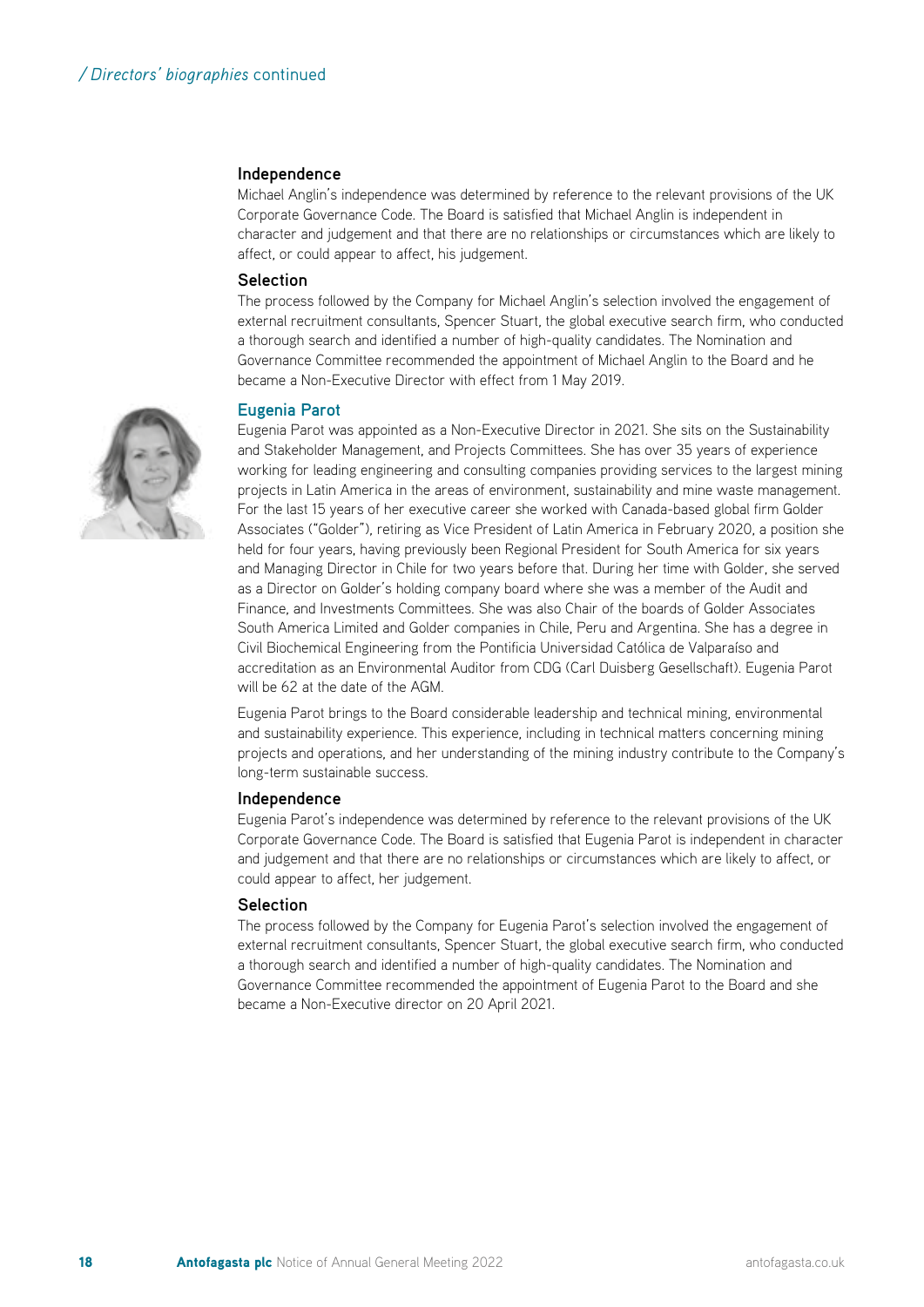### Independence

Michael Anglin's independence was determined by reference to the relevant provisions of the UK Corporate Governance Code. The Board is satisfied that Michael Anglin is independent in character and judgement and that there are no relationships or circumstances which are likely to affect, or could appear to affect, his judgement.

### Selection

The process followed by the Company for Michael Anglin's selection involved the engagement of external recruitment consultants, Spencer Stuart, the global executive search firm, who conducted a thorough search and identified a number of high-quality candidates. The Nomination and Governance Committee recommended the appointment of Michael Anglin to the Board and he became a Non-Executive Director with effect from 1 May 2019.

## Eugenia Parot

Eugenia Parot was appointed as a Non-Executive Director in 2021. She sits on the Sustainability and Stakeholder Management, and Projects Committees. She has over 35 years of experience working for leading engineering and consulting companies providing services to the largest mining projects in Latin America in the areas of environment, sustainability and mine waste management. For the last 15 years of her executive career she worked with Canada-based global firm Golder Associates ("Golder"), retiring as Vice President of Latin America in February 2020, a position she held for four years, having previously been Regional President for South America for six years and Managing Director in Chile for two years before that. During her time with Golder, she served as a Director on Golder's holding company board where she was a member of the Audit and Finance, and Investments Committees. She was also Chair of the boards of Golder Associates South America Limited and Golder companies in Chile, Peru and Argentina. She has a degree in Civil Biochemical Engineering from the Pontificia Universidad Católica de Valparaíso and accreditation as an Environmental Auditor from CDG (Carl Duisberg Gesellschaft). Eugenia Parot will be 62 at the date of the AGM.

Eugenia Parot brings to the Board considerable leadership and technical mining, environmental and sustainability experience. This experience, including in technical matters concerning mining projects and operations, and her understanding of the mining industry contribute to the Company's long-term sustainable success.

### Independence

Eugenia Parot's independence was determined by reference to the relevant provisions of the UK Corporate Governance Code. The Board is satisfied that Eugenia Parot is independent in character and judgement and that there are no relationships or circumstances which are likely to affect, or could appear to affect, her judgement.

### Selection

The process followed by the Company for Eugenia Parot's selection involved the engagement of external recruitment consultants, Spencer Stuart, the global executive search firm, who conducted a thorough search and identified a number of high-quality candidates. The Nomination and Governance Committee recommended the appointment of Eugenia Parot to the Board and she became a Non-Executive director on 20 April 2021.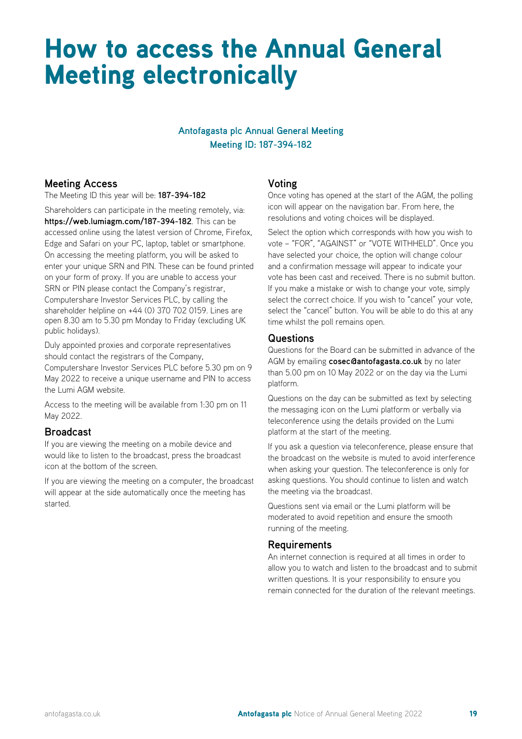# How to access the Annual General Meeting electronically

**Antofagasta plc Annual General Meeting**
**Meeting ID: 187-394-182**

## Meeting Access

The Meeting ID this year will be: **187-394-182**

Shareholders can participate in the meeting remotely, via: **https://web.lumiagm.com/187-394-182**. This can be accessed online using the latest version of Chrome, Firefox, Edge and Safari on your PC, laptop, tablet or smartphone. On accessing the meeting platform, you will be asked to enter your unique SRN and PIN. These can be found printed on your form of proxy. If you are unable to access your SRN or PIN please contact the Company's registrar, Computershare Investor Services PLC, by calling the shareholder helpline on +44 (0) 370 702 0159. Lines are open 8.30 am to 5.30 pm Monday to Friday (excluding UK public holidays).

Duly appointed proxies and corporate representatives should contact the registrars of the Company, Computershare Investor Services PLC before 5.30 pm on 9 May 2022 to receive a unique username and PIN to access the Lumi AGM website.

Access to the meeting will be available from 1:30 pm on 11 May 2022.

## Broadcast

If you are viewing the meeting on a mobile device and would like to listen to the broadcast, press the broadcast icon at the bottom of the screen.

If you are viewing the meeting on a computer, the broadcast will appear at the side automatically once the meeting has started.

## Voting

Once voting has opened at the start of the AGM, the polling icon will appear on the navigation bar. From here, the resolutions and voting choices will be displayed.

Select the option which corresponds with how you wish to vote – "FOR", "AGAINST" or "VOTE WITHHELD". Once you have selected your choice, the option will change colour and a confirmation message will appear to indicate your vote has been cast and received. There is no submit button. If you make a mistake or wish to change your vote, simply select the correct choice. If you wish to "cancel" your vote, select the "cancel" button. You will be able to do this at any time whilst the poll remains open.

## Questions

Questions for the Board can be submitted in advance of the AGM by emailing **cosec@antofagasta.co.uk** by no later than 5.00 pm on 10 May 2022 or on the day via the Lumi platform.

Questions on the day can be submitted as text by selecting the messaging icon on the Lumi platform or verbally via teleconference using the details provided on the Lumi platform at the start of the meeting.

If you ask a question via teleconference, please ensure that the broadcast on the website is muted to avoid interference when asking your question. The teleconference is only for asking questions. You should continue to listen and watch the meeting via the broadcast.

Questions sent via email or the Lumi platform will be moderated to avoid repetition and ensure the smooth running of the meeting.

## Requirements

An internet connection is required at all times in order to allow you to watch and listen to the broadcast and to submit written questions. It is your responsibility to ensure you remain connected for the duration of the relevant meetings.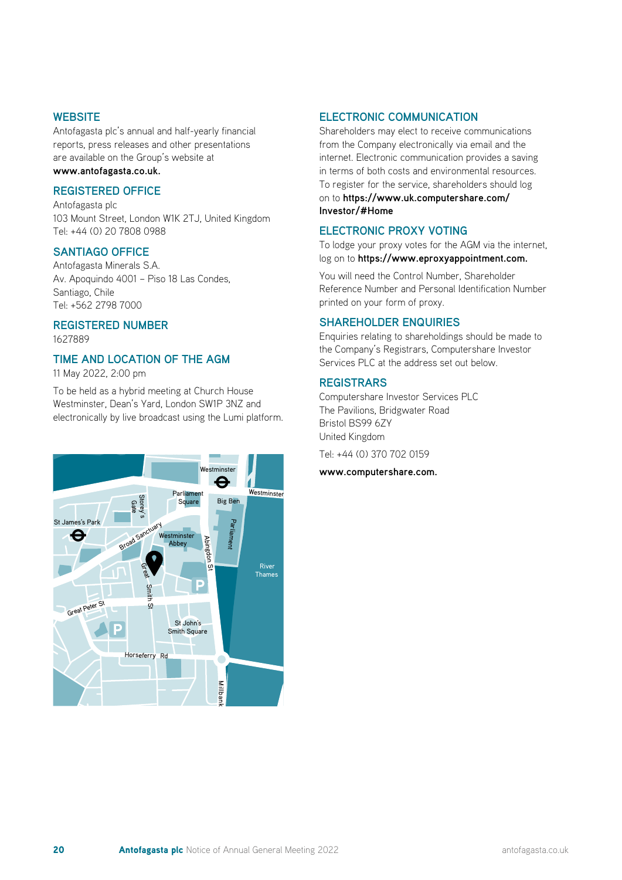## WEBSITE

Antofagasta plc's annual and half-yearly financial reports, press releases and other presentations are available on the Group's website at **www.antofagasta.co.uk.**

## REGISTERED OFFICE

Antofagasta plc
103 Mount Street, London W1K 2TJ, United Kingdom
Tel: +44 (0) 20 7808 0988

## SANTIAGO OFFICE

Antofagasta Minerals S.A.
Av. Apoquindo 4001 – Piso 18 Las Condes,
Santiago, Chile
Tel: +562 2798 7000

## REGISTERED NUMBER

1627889

## TIME AND LOCATION OF THE AGM

11 May 2022, 2:00 pm

To be held as a hybrid meeting at Church House Westminster, Dean's Yard, London SW1P 3NZ and electronically by live broadcast using the Lumi platform.

## ELECTRONIC COMMUNICATION

Shareholders may elect to receive communications from the Company electronically via email and the internet. Electronic communication provides a saving in terms of both costs and environmental resources. To register for the service, shareholders should log on to **https://www.uk.computershare.com/Investor/#Home**

## ELECTRONIC PROXY VOTING

To lodge your proxy votes for the AGM via the internet, log on to **https://www.eproxyappointment.com.**

You will need the Control Number, Shareholder Reference Number and Personal Identification Number printed on your form of proxy.

## SHAREHOLDER ENQUIRIES

Enquiries relating to shareholdings should be made to the Company's Registrars, Computershare Investor Services PLC at the address set out below.

## REGISTRARS

Computershare Investor Services PLC
The Pavilions, Bridgwater Road
Bristol BS99 6ZY
United Kingdom

Tel: +44 (0) 370 702 0159

**www.computershare.com.**